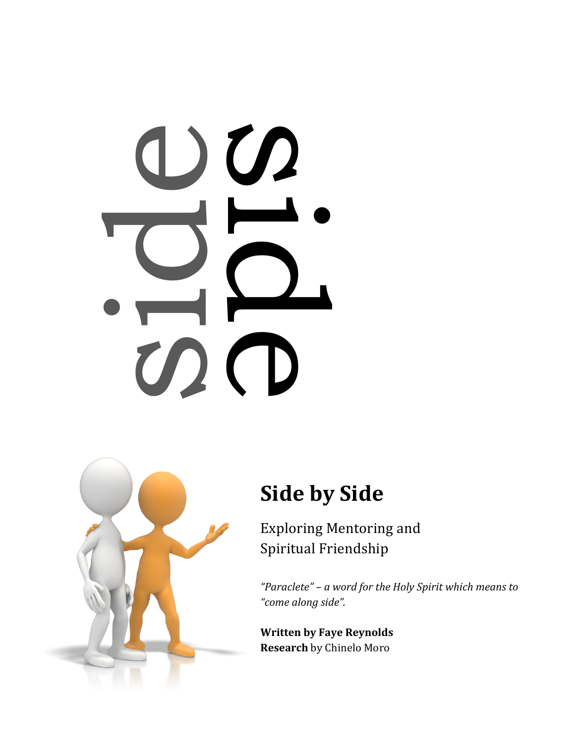side
side

# Side by Side

Exploring Mentoring and
Spiritual Friendship

*"Paraclete" – a word for the Holy Spirit which means to "come along side".*

**Written by Faye Reynolds**
**Research** by Chinelo Moro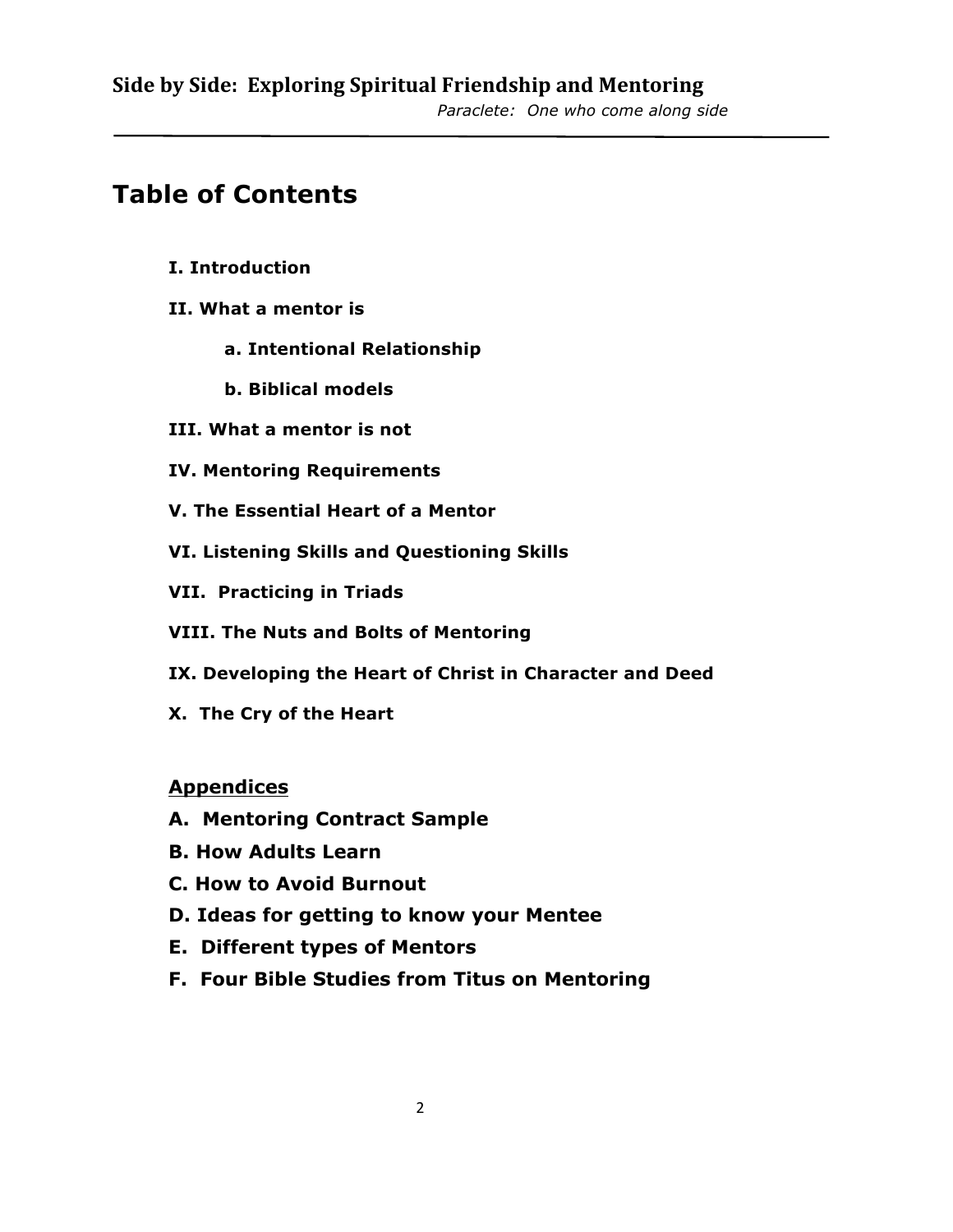# Table of Contents

**I. Introduction**

**II. What a mentor is**

- **a. Intentional Relationship**
- **b. Biblical models**

**III. What a mentor is not**

**IV. Mentoring Requirements**

**V. The Essential Heart of a Mentor**

**VI. Listening Skills and Questioning Skills**

**VII. Practicing in Triads**

**VIII. The Nuts and Bolts of Mentoring**

**IX. Developing the Heart of Christ in Character and Deed**

**X. The Cry of the Heart**

## Appendices

**A. Mentoring Contract Sample**

**B. How Adults Learn**

**C. How to Avoid Burnout**

**D. Ideas for getting to know your Mentee**

**E. Different types of Mentors**

**F. Four Bible Studies from Titus on Mentoring**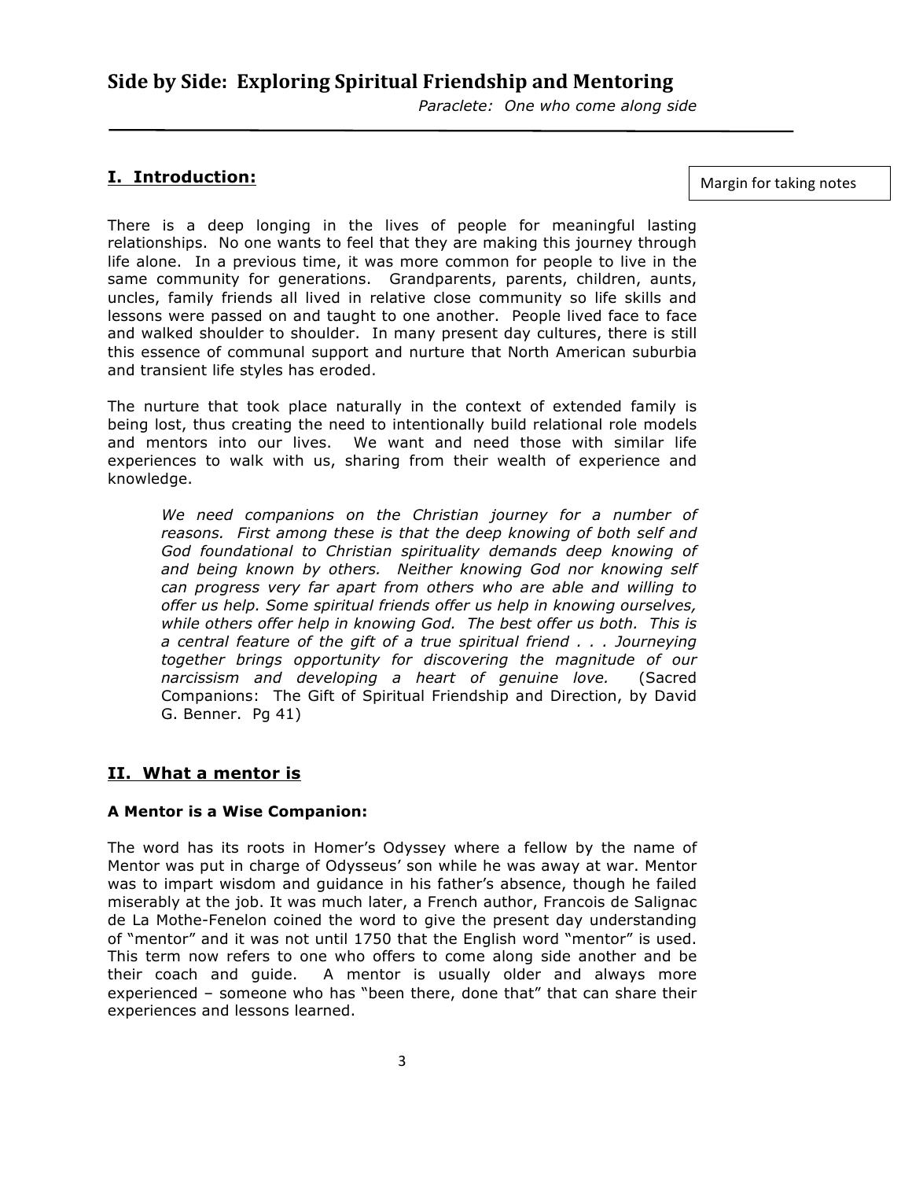# Side by Side: Exploring Spiritual Friendship and Mentoring

*Paraclete: One who come along side*

Margin for taking notes

## I. Introduction:

There is a deep longing in the lives of people for meaningful lasting relationships. No one wants to feel that they are making this journey through life alone. In a previous time, it was more common for people to live in the same community for generations. Grandparents, parents, children, aunts, uncles, family friends all lived in relative close community so life skills and lessons were passed on and taught to one another. People lived face to face and walked shoulder to shoulder. In many present day cultures, there is still this essence of communal support and nurture that North American suburbia and transient life styles has eroded.

The nurture that took place naturally in the context of extended family is being lost, thus creating the need to intentionally build relational role models and mentors into our lives. We want and need those with similar life experiences to walk with us, sharing from their wealth of experience and knowledge.

> *We need companions on the Christian journey for a number of reasons. First among these is that the deep knowing of both self and God foundational to Christian spirituality demands deep knowing of and being known by others. Neither knowing God nor knowing self can progress very far apart from others who are able and willing to offer us help. Some spiritual friends offer us help in knowing ourselves, while others offer help in knowing God. The best offer us both. This is a central feature of the gift of a true spiritual friend . . . Journeying together brings opportunity for discovering the magnitude of our narcissism and developing a heart of genuine love.* (Sacred Companions: The Gift of Spiritual Friendship and Direction, by David G. Benner. Pg 41)

## II. What a mentor is

### A Mentor is a Wise Companion:

The word has its roots in Homer's Odyssey where a fellow by the name of Mentor was put in charge of Odysseus' son while he was away at war. Mentor was to impart wisdom and guidance in his father's absence, though he failed miserably at the job. It was much later, a French author, Francois de Salignac de La Mothe-Fenelon coined the word to give the present day understanding of "mentor" and it was not until 1750 that the English word "mentor" is used. This term now refers to one who offers to come along side another and be their coach and guide. A mentor is usually older and always more experienced – someone who has "been there, done that" that can share their experiences and lessons learned.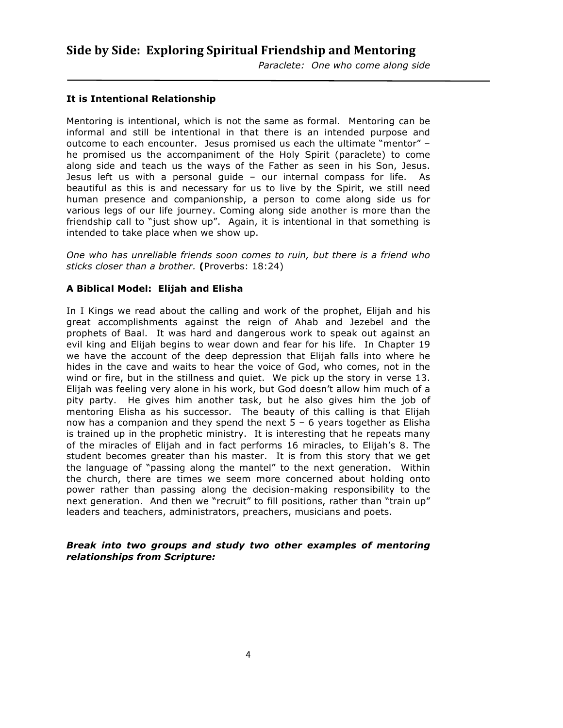### It is Intentional Relationship

Mentoring is intentional, which is not the same as formal. Mentoring can be informal and still be intentional in that there is an intended purpose and outcome to each encounter. Jesus promised us each the ultimate "mentor" – he promised us the accompaniment of the Holy Spirit (paraclete) to come along side and teach us the ways of the Father as seen in his Son, Jesus. Jesus left us with a personal guide – our internal compass for life. As beautiful as this is and necessary for us to live by the Spirit, we still need human presence and companionship, a person to come along side us for various legs of our life journey. Coming along side another is more than the friendship call to "just show up". Again, it is intentional in that something is intended to take place when we show up.

*One who has unreliable friends soon comes to ruin, but there is a friend who sticks closer than a brother.* **(**Proverbs: 18:24)

### A Biblical Model: Elijah and Elisha

In I Kings we read about the calling and work of the prophet, Elijah and his great accomplishments against the reign of Ahab and Jezebel and the prophets of Baal. It was hard and dangerous work to speak out against an evil king and Elijah begins to wear down and fear for his life. In Chapter 19 we have the account of the deep depression that Elijah falls into where he hides in the cave and waits to hear the voice of God, who comes, not in the wind or fire, but in the stillness and quiet. We pick up the story in verse 13. Elijah was feeling very alone in his work, but God doesn't allow him much of a pity party. He gives him another task, but he also gives him the job of mentoring Elisha as his successor. The beauty of this calling is that Elijah now has a companion and they spend the next 5 – 6 years together as Elisha is trained up in the prophetic ministry. It is interesting that he repeats many of the miracles of Elijah and in fact performs 16 miracles, to Elijah's 8. The student becomes greater than his master. It is from this story that we get the language of "passing along the mantel" to the next generation. Within the church, there are times we seem more concerned about holding onto power rather than passing along the decision-making responsibility to the next generation. And then we "recruit" to fill positions, rather than "train up" leaders and teachers, administrators, preachers, musicians and poets.

***Break into two groups and study two other examples of mentoring relationships from Scripture:***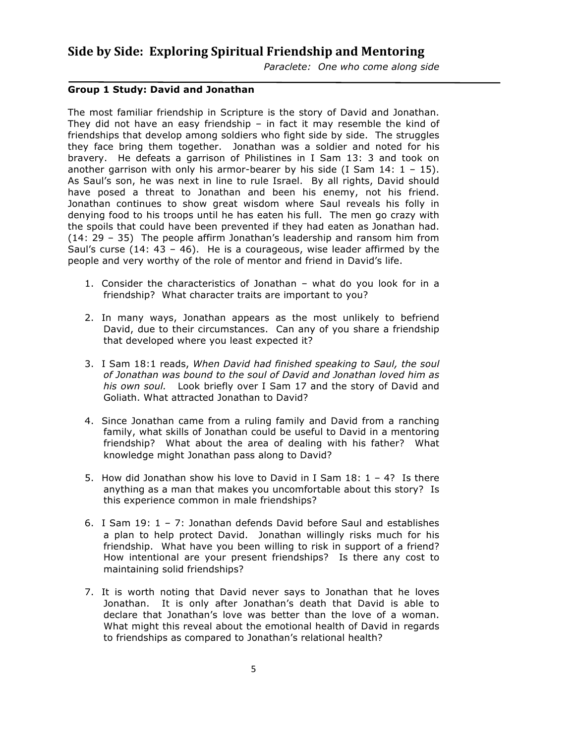## Side by Side: Exploring Spiritual Friendship and Mentoring

*Paraclete: One who come along side*

**Group 1 Study: David and Jonathan**

The most familiar friendship in Scripture is the story of David and Jonathan. They did not have an easy friendship – in fact it may resemble the kind of friendships that develop among soldiers who fight side by side. The struggles they face bring them together. Jonathan was a soldier and noted for his bravery. He defeats a garrison of Philistines in I Sam 13: 3 and took on another garrison with only his armor-bearer by his side (I Sam 14: 1 – 15). As Saul's son, he was next in line to rule Israel. By all rights, David should have posed a threat to Jonathan and been his enemy, not his friend. Jonathan continues to show great wisdom where Saul reveals his folly in denying food to his troops until he has eaten his full. The men go crazy with the spoils that could have been prevented if they had eaten as Jonathan had. (14: 29 – 35) The people affirm Jonathan's leadership and ransom him from Saul's curse (14: 43 – 46). He is a courageous, wise leader affirmed by the people and very worthy of the role of mentor and friend in David's life.

1. Consider the characteristics of Jonathan – what do you look for in a friendship? What character traits are important to you?

2. In many ways, Jonathan appears as the most unlikely to befriend David, due to their circumstances. Can any of you share a friendship that developed where you least expected it?

3. I Sam 18:1 reads, *When David had finished speaking to Saul, the soul of Jonathan was bound to the soul of David and Jonathan loved him as his own soul.* Look briefly over I Sam 17 and the story of David and Goliath. What attracted Jonathan to David?

4. Since Jonathan came from a ruling family and David from a ranching family, what skills of Jonathan could be useful to David in a mentoring friendship? What about the area of dealing with his father? What knowledge might Jonathan pass along to David?

5. How did Jonathan show his love to David in I Sam 18: 1 – 4? Is there anything as a man that makes you uncomfortable about this story? Is this experience common in male friendships?

6. I Sam 19: 1 – 7: Jonathan defends David before Saul and establishes a plan to help protect David. Jonathan willingly risks much for his friendship. What have you been willing to risk in support of a friend? How intentional are your present friendships? Is there any cost to maintaining solid friendships?

7. It is worth noting that David never says to Jonathan that he loves Jonathan. It is only after Jonathan's death that David is able to declare that Jonathan's love was better than the love of a woman. What might this reveal about the emotional health of David in regards to friendships as compared to Jonathan's relational health?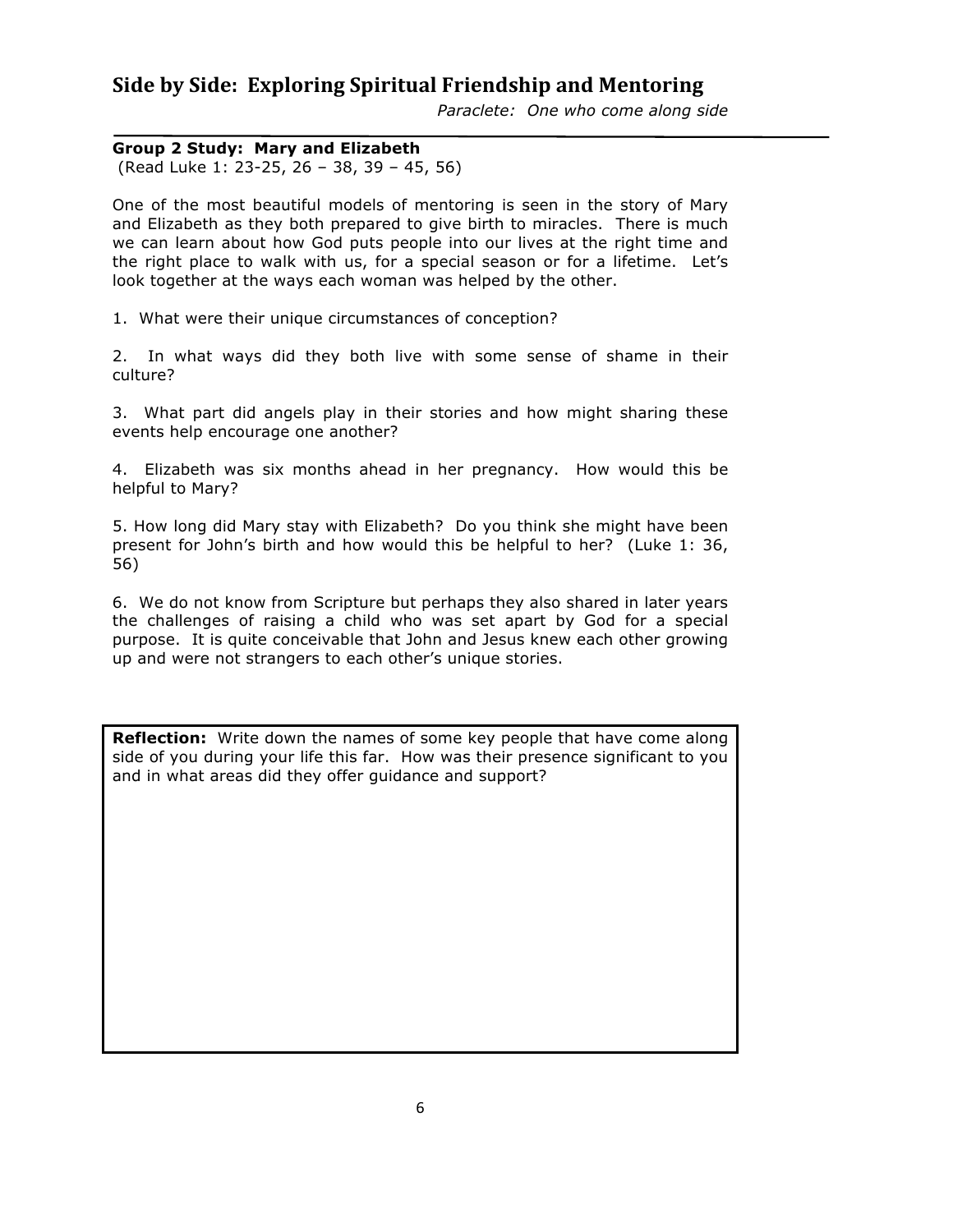## Side by Side: Exploring Spiritual Friendship and Mentoring

*Paraclete: One who come along side*

**Group 2 Study: Mary and Elizabeth**
(Read Luke 1: 23-25, 26 – 38, 39 – 45, 56)

One of the most beautiful models of mentoring is seen in the story of Mary and Elizabeth as they both prepared to give birth to miracles. There is much we can learn about how God puts people into our lives at the right time and the right place to walk with us, for a special season or for a lifetime. Let's look together at the ways each woman was helped by the other.

1. What were their unique circumstances of conception?

2. In what ways did they both live with some sense of shame in their culture?

3. What part did angels play in their stories and how might sharing these events help encourage one another?

4. Elizabeth was six months ahead in her pregnancy. How would this be helpful to Mary?

5. How long did Mary stay with Elizabeth? Do you think she might have been present for John's birth and how would this be helpful to her? (Luke 1: 36, 56)

6. We do not know from Scripture but perhaps they also shared in later years the challenges of raising a child who was set apart by God for a special purpose. It is quite conceivable that John and Jesus knew each other growing up and were not strangers to each other's unique stories.

**Reflection:** Write down the names of some key people that have come along side of you during your life this far. How was their presence significant to you and in what areas did they offer guidance and support?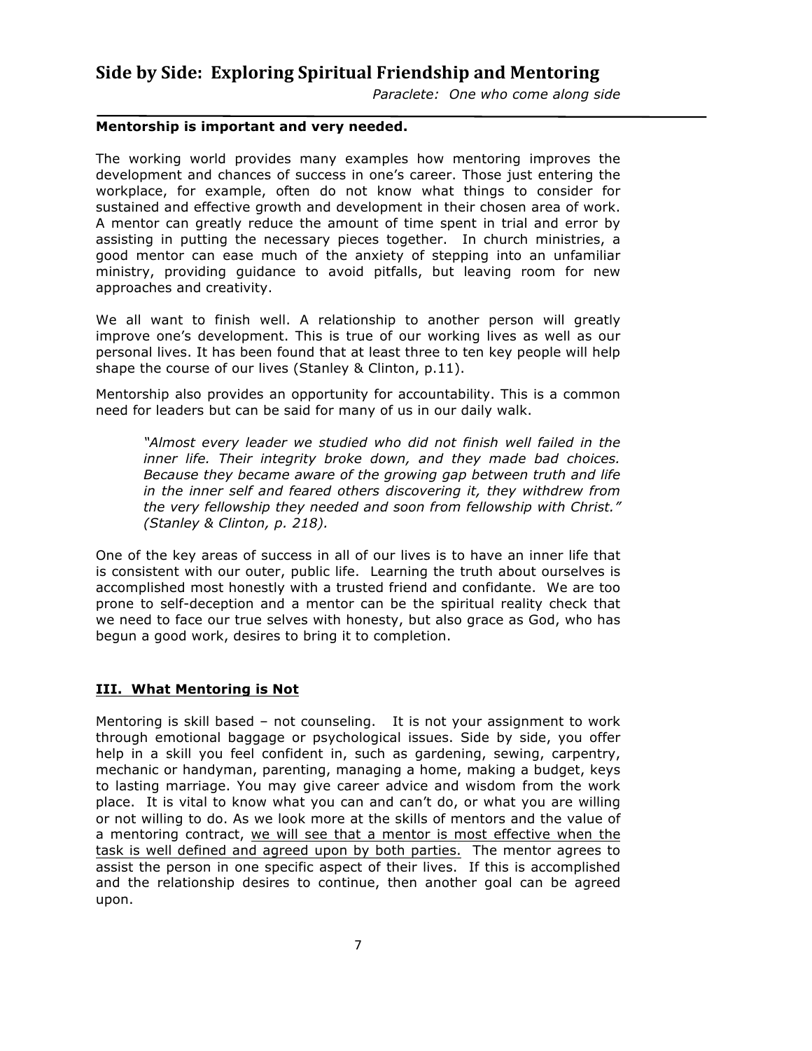**Mentorship is important and very needed.**

The working world provides many examples how mentoring improves the development and chances of success in one's career. Those just entering the workplace, for example, often do not know what things to consider for sustained and effective growth and development in their chosen area of work. A mentor can greatly reduce the amount of time spent in trial and error by assisting in putting the necessary pieces together. In church ministries, a good mentor can ease much of the anxiety of stepping into an unfamiliar ministry, providing guidance to avoid pitfalls, but leaving room for new approaches and creativity.

We all want to finish well. A relationship to another person will greatly improve one's development. This is true of our working lives as well as our personal lives. It has been found that at least three to ten key people will help shape the course of our lives (Stanley & Clinton, p.11).

Mentorship also provides an opportunity for accountability. This is a common need for leaders but can be said for many of us in our daily walk.

> *"Almost every leader we studied who did not finish well failed in the inner life. Their integrity broke down, and they made bad choices. Because they became aware of the growing gap between truth and life in the inner self and feared others discovering it, they withdrew from the very fellowship they needed and soon from fellowship with Christ." (Stanley & Clinton, p. 218).*

One of the key areas of success in all of our lives is to have an inner life that is consistent with our outer, public life. Learning the truth about ourselves is accomplished most honestly with a trusted friend and confidante. We are too prone to self-deception and a mentor can be the spiritual reality check that we need to face our true selves with honesty, but also grace as God, who has begun a good work, desires to bring it to completion.

## III. What Mentoring is Not

Mentoring is skill based – not counseling. It is not your assignment to work through emotional baggage or psychological issues. Side by side, you offer help in a skill you feel confident in, such as gardening, sewing, carpentry, mechanic or handyman, parenting, managing a home, making a budget, keys to lasting marriage. You may give career advice and wisdom from the work place. It is vital to know what you can and can't do, or what you are willing or not willing to do. As we look more at the skills of mentors and the value of a mentoring contract, <u>we will see that a mentor is most effective when the task is well defined and agreed upon by both parties.</u> The mentor agrees to assist the person in one specific aspect of their lives. If this is accomplished and the relationship desires to continue, then another goal can be agreed upon.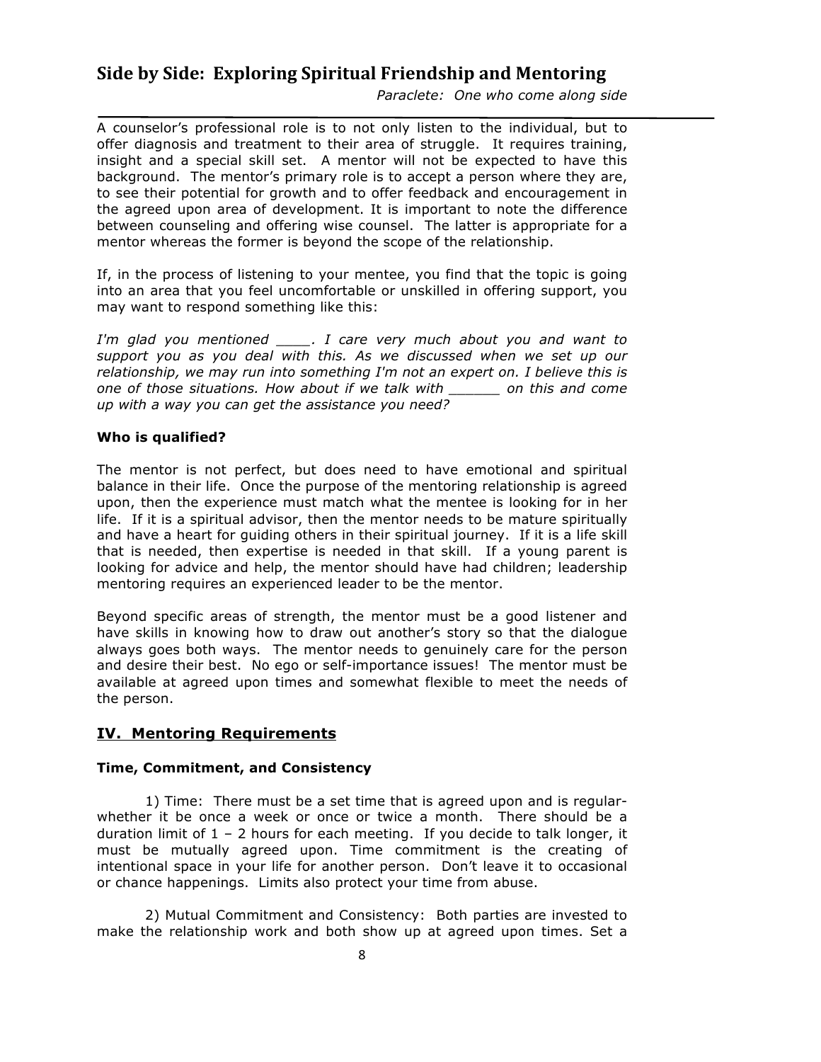A counselor's professional role is to not only listen to the individual, but to offer diagnosis and treatment to their area of struggle. It requires training, insight and a special skill set. A mentor will not be expected to have this background. The mentor's primary role is to accept a person where they are, to see their potential for growth and to offer feedback and encouragement in the agreed upon area of development. It is important to note the difference between counseling and offering wise counsel. The latter is appropriate for a mentor whereas the former is beyond the scope of the relationship.

If, in the process of listening to your mentee, you find that the topic is going into an area that you feel uncomfortable or unskilled in offering support, you may want to respond something like this:

*I'm glad you mentioned ____. I care very much about you and want to support you as you deal with this. As we discussed when we set up our relationship, we may run into something I'm not an expert on. I believe this is one of those situations. How about if we talk with ______ on this and come up with a way you can get the assistance you need?*

**Who is qualified?**

The mentor is not perfect, but does need to have emotional and spiritual balance in their life. Once the purpose of the mentoring relationship is agreed upon, then the experience must match what the mentee is looking for in her life. If it is a spiritual advisor, then the mentor needs to be mature spiritually and have a heart for guiding others in their spiritual journey. If it is a life skill that is needed, then expertise is needed in that skill. If a young parent is looking for advice and help, the mentor should have had children; leadership mentoring requires an experienced leader to be the mentor.

Beyond specific areas of strength, the mentor must be a good listener and have skills in knowing how to draw out another's story so that the dialogue always goes both ways. The mentor needs to genuinely care for the person and desire their best. No ego or self-importance issues! The mentor must be available at agreed upon times and somewhat flexible to meet the needs of the person.

## IV. Mentoring Requirements

**Time, Commitment, and Consistency**

1) Time: There must be a set time that is agreed upon and is regular- whether it be once a week or once or twice a month. There should be a duration limit of 1 – 2 hours for each meeting. If you decide to talk longer, it must be mutually agreed upon. Time commitment is the creating of intentional space in your life for another person. Don't leave it to occasional or chance happenings. Limits also protect your time from abuse.

2) Mutual Commitment and Consistency: Both parties are invested to make the relationship work and both show up at agreed upon times. Set a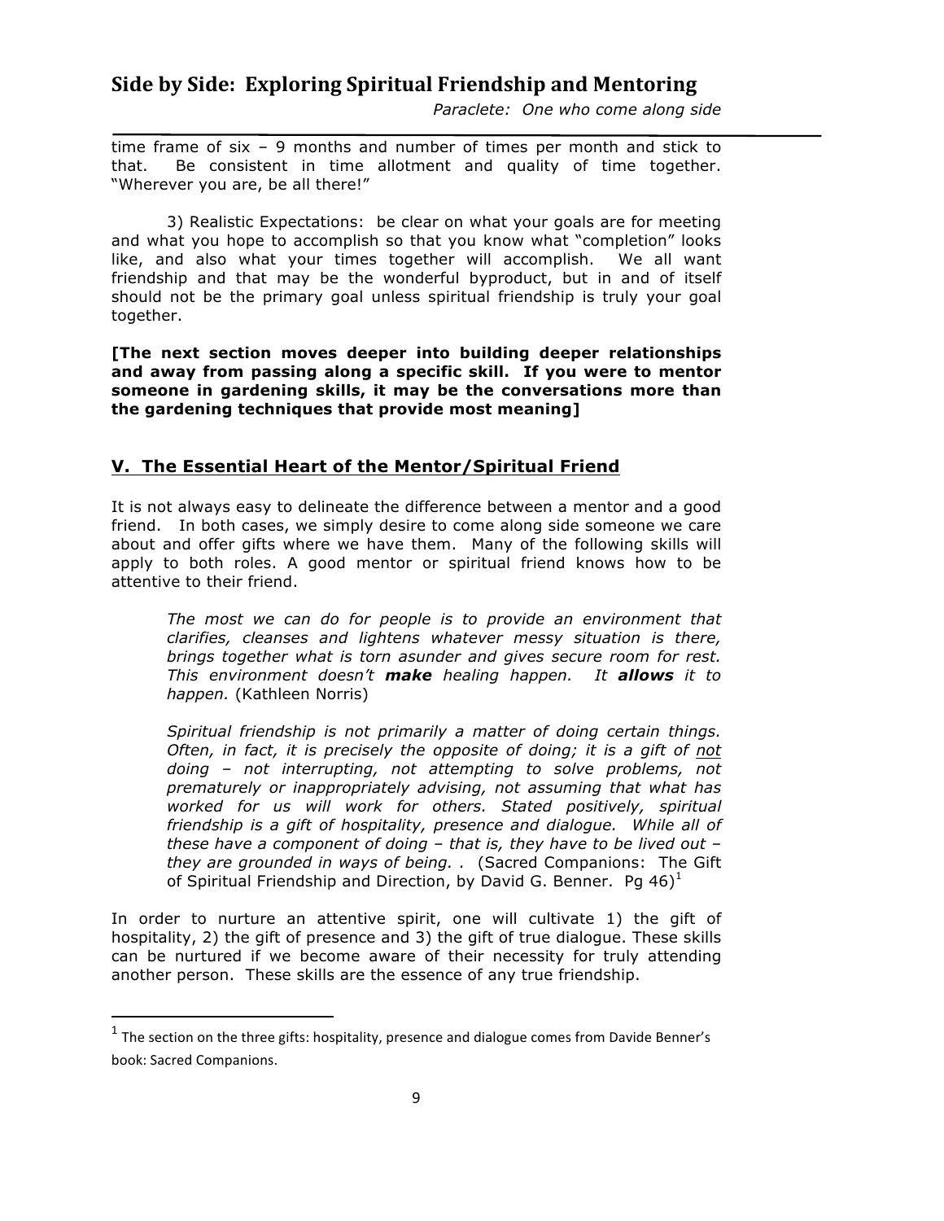time frame of six – 9 months and number of times per month and stick to that. Be consistent in time allotment and quality of time together. "Wherever you are, be all there!"

3) Realistic Expectations: be clear on what your goals are for meeting and what you hope to accomplish so that you know what "completion" looks like, and also what your times together will accomplish. We all want friendship and that may be the wonderful byproduct, but in and of itself should not be the primary goal unless spiritual friendship is truly your goal together.

**[The next section moves deeper into building deeper relationships and away from passing along a specific skill. If you were to mentor someone in gardening skills, it may be the conversations more than the gardening techniques that provide most meaning]**

## V. The Essential Heart of the Mentor/Spiritual Friend

It is not always easy to delineate the difference between a mentor and a good friend. In both cases, we simply desire to come along side someone we care about and offer gifts where we have them. Many of the following skills will apply to both roles. A good mentor or spiritual friend knows how to be attentive to their friend.

> *The most we can do for people is to provide an environment that clarifies, cleanses and lightens whatever messy situation is there, brings together what is torn asunder and gives secure room for rest. This environment doesn't **make** healing happen. It **allows** it to happen.* (Kathleen Norris)

> *Spiritual friendship is not primarily a matter of doing certain things. Often, in fact, it is precisely the opposite of doing; it is a gift of not doing – not interrupting, not attempting to solve problems, not prematurely or inappropriately advising, not assuming that what has worked for us will work for others. Stated positively, spiritual friendship is a gift of hospitality, presence and dialogue. While all of these have a component of doing – that is, they have to be lived out – they are grounded in ways of being. .* (Sacred Companions: The Gift of Spiritual Friendship and Direction, by David G. Benner. Pg 46)[1]

In order to nurture an attentive spirit, one will cultivate 1) the gift of hospitality, 2) the gift of presence and 3) the gift of true dialogue. These skills can be nurtured if we become aware of their necessity for truly attending another person. These skills are the essence of any true friendship.

---

[1] The section on the three gifts: hospitality, presence and dialogue comes from Davide Benner's book: Sacred Companions.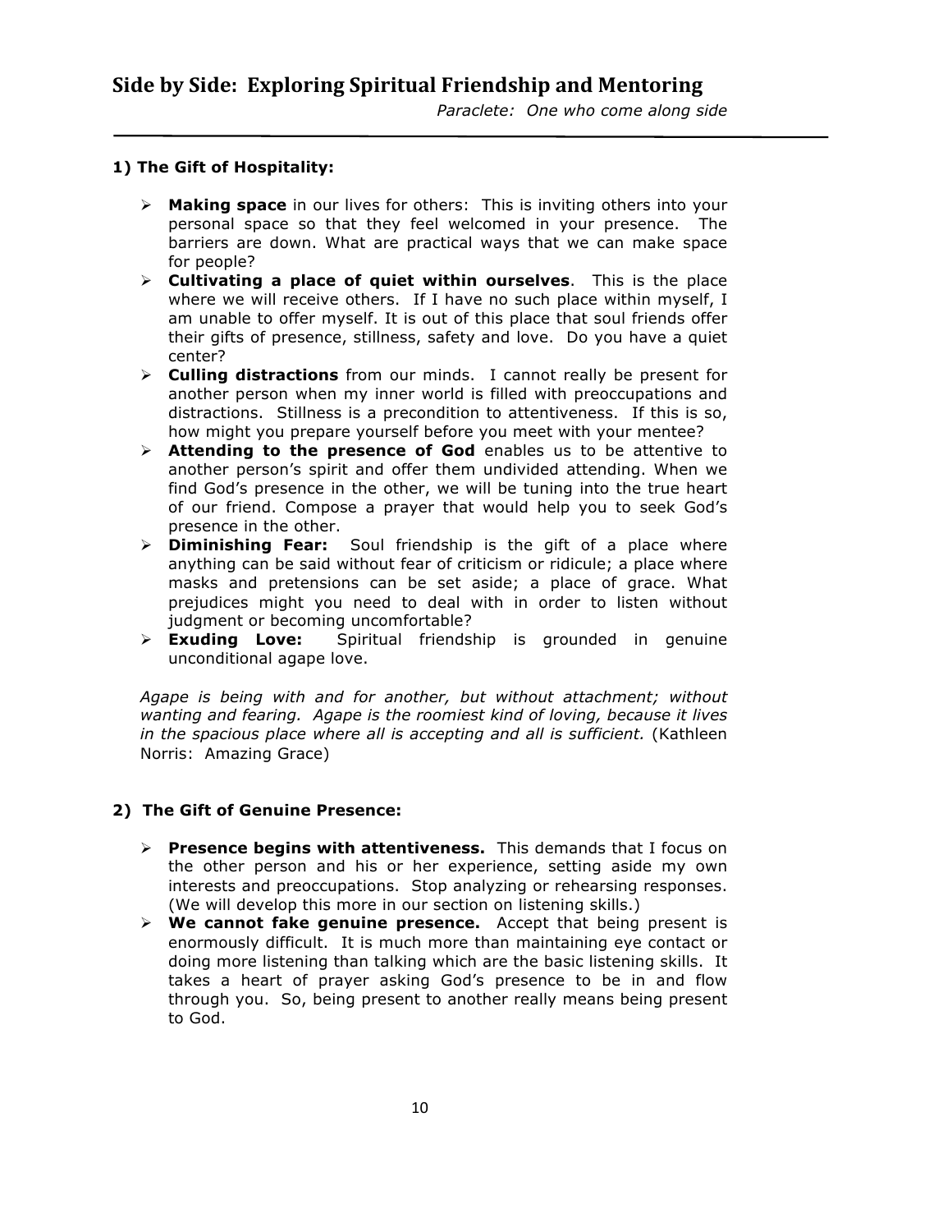## 1) The Gift of Hospitality:

- **Making space** in our lives for others: This is inviting others into your personal space so that they feel welcomed in your presence. The barriers are down. What are practical ways that we can make space for people?
- **Cultivating a place of quiet within ourselves**. This is the place where we will receive others. If I have no such place within myself, I am unable to offer myself. It is out of this place that soul friends offer their gifts of presence, stillness, safety and love. Do you have a quiet center?
- **Culling distractions** from our minds. I cannot really be present for another person when my inner world is filled with preoccupations and distractions. Stillness is a precondition to attentiveness. If this is so, how might you prepare yourself before you meet with your mentee?
- **Attending to the presence of God** enables us to be attentive to another person's spirit and offer them undivided attending. When we find God's presence in the other, we will be tuning into the true heart of our friend. Compose a prayer that would help you to seek God's presence in the other.
- **Diminishing Fear:** Soul friendship is the gift of a place where anything can be said without fear of criticism or ridicule; a place where masks and pretensions can be set aside; a place of grace. What prejudices might you need to deal with in order to listen without judgment or becoming uncomfortable?
- **Exuding Love:** Spiritual friendship is grounded in genuine unconditional agape love.

*Agape is being with and for another, but without attachment; without wanting and fearing. Agape is the roomiest kind of loving, because it lives in the spacious place where all is accepting and all is sufficient.* (Kathleen Norris: Amazing Grace)

## 2) The Gift of Genuine Presence:

- **Presence begins with attentiveness.** This demands that I focus on the other person and his or her experience, setting aside my own interests and preoccupations. Stop analyzing or rehearsing responses. (We will develop this more in our section on listening skills.)
- **We cannot fake genuine presence.** Accept that being present is enormously difficult. It is much more than maintaining eye contact or doing more listening than talking which are the basic listening skills. It takes a heart of prayer asking God's presence to be in and flow through you. So, being present to another really means being present to God.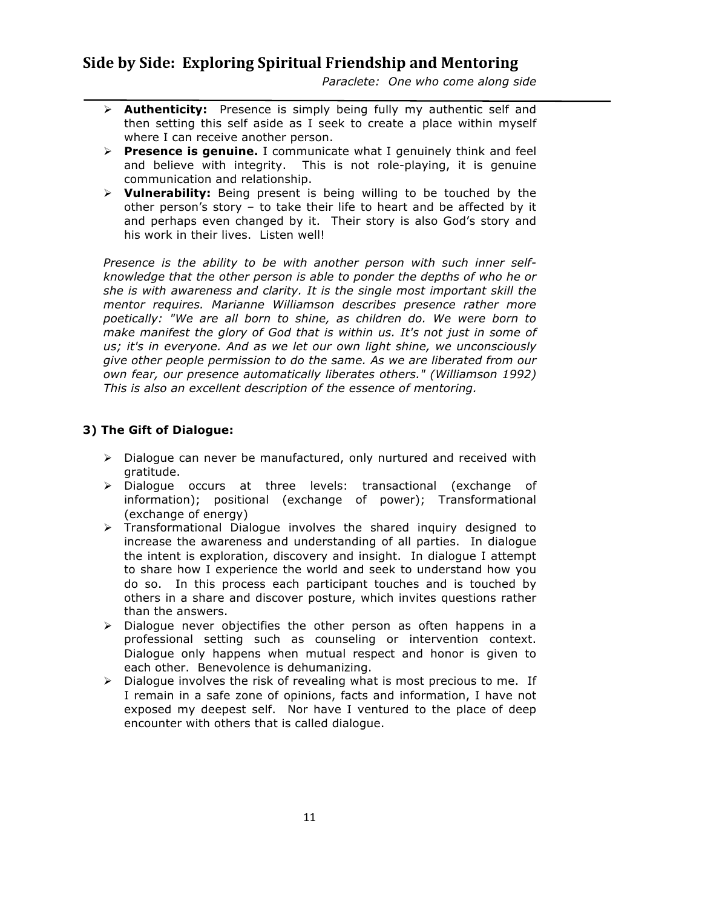- **Authenticity:** Presence is simply being fully my authentic self and then setting this self aside as I seek to create a place within myself where I can receive another person.
- **Presence is genuine.** I communicate what I genuinely think and feel and believe with integrity. This is not role-playing, it is genuine communication and relationship.
- **Vulnerability:** Being present is being willing to be touched by the other person's story – to take their life to heart and be affected by it and perhaps even changed by it. Their story is also God's story and his work in their lives. Listen well!

*Presence is the ability to be with another person with such inner self-knowledge that the other person is able to ponder the depths of who he or she is with awareness and clarity. It is the single most important skill the mentor requires. Marianne Williamson describes presence rather more poetically: "We are all born to shine, as children do. We were born to make manifest the glory of God that is within us. It's not just in some of us; it's in everyone. And as we let our own light shine, we unconsciously give other people permission to do the same. As we are liberated from our own fear, our presence automatically liberates others." (Williamson 1992) This is also an excellent description of the essence of mentoring.*

### 3) The Gift of Dialogue:

- Dialogue can never be manufactured, only nurtured and received with gratitude.
- Dialogue occurs at three levels: transactional (exchange of information); positional (exchange of power); Transformational (exchange of energy)
- Transformational Dialogue involves the shared inquiry designed to increase the awareness and understanding of all parties. In dialogue the intent is exploration, discovery and insight. In dialogue I attempt to share how I experience the world and seek to understand how you do so. In this process each participant touches and is touched by others in a share and discover posture, which invites questions rather than the answers.
- Dialogue never objectifies the other person as often happens in a professional setting such as counseling or intervention context. Dialogue only happens when mutual respect and honor is given to each other. Benevolence is dehumanizing.
- Dialogue involves the risk of revealing what is most precious to me. If I remain in a safe zone of opinions, facts and information, I have not exposed my deepest self. Nor have I ventured to the place of deep encounter with others that is called dialogue.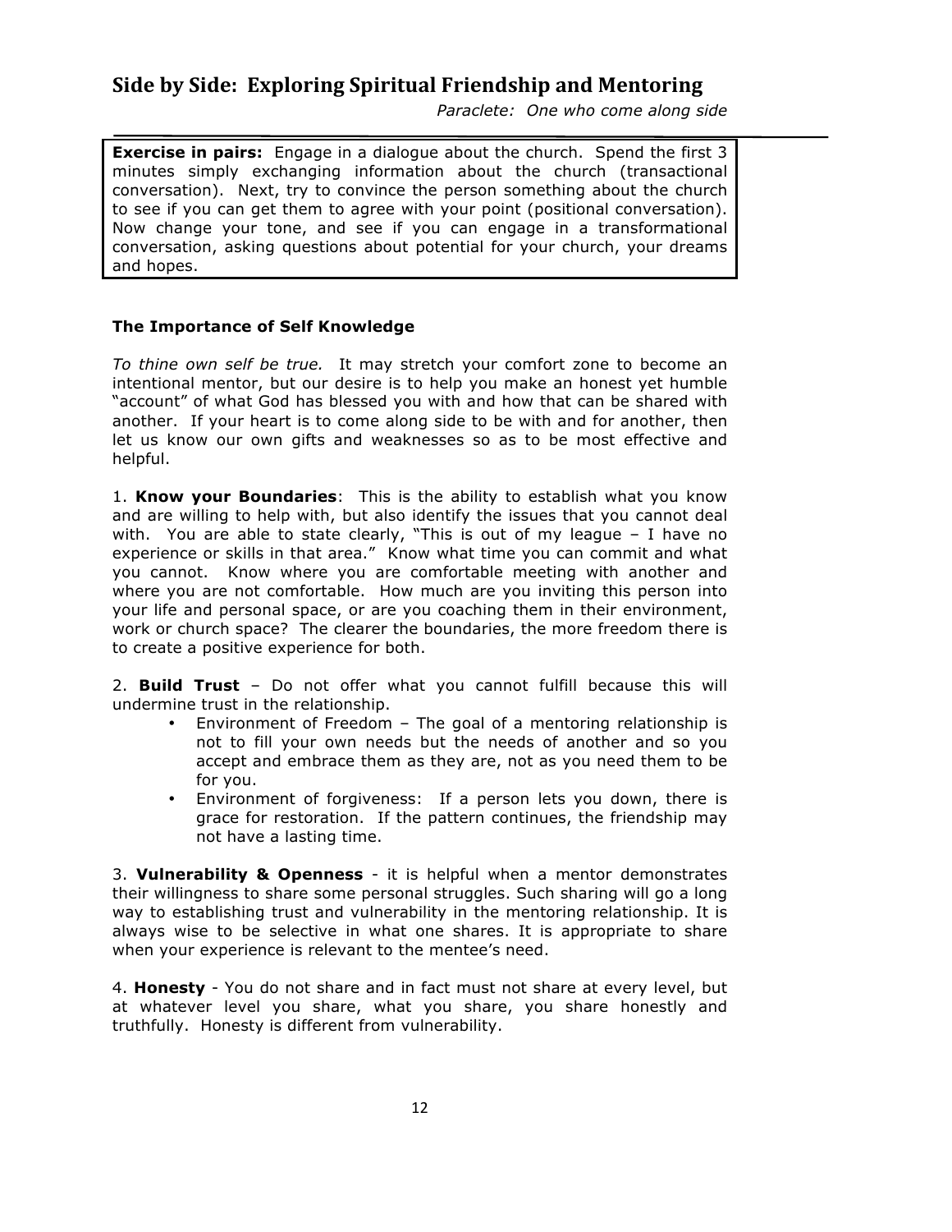## Side by Side: Exploring Spiritual Friendship and Mentoring

*Paraclete: One who come along side*

**Exercise in pairs:** Engage in a dialogue about the church. Spend the first 3 minutes simply exchanging information about the church (transactional conversation). Next, try to convince the person something about the church to see if you can get them to agree with your point (positional conversation). Now change your tone, and see if you can engage in a transformational conversation, asking questions about potential for your church, your dreams and hopes.

### The Importance of Self Knowledge

*To thine own self be true.* It may stretch your comfort zone to become an intentional mentor, but our desire is to help you make an honest yet humble "account" of what God has blessed you with and how that can be shared with another. If your heart is to come along side to be with and for another, then let us know our own gifts and weaknesses so as to be most effective and helpful.

1. **Know your Boundaries**: This is the ability to establish what you know and are willing to help with, but also identify the issues that you cannot deal with. You are able to state clearly, "This is out of my league – I have no experience or skills in that area." Know what time you can commit and what you cannot. Know where you are comfortable meeting with another and where you are not comfortable. How much are you inviting this person into your life and personal space, or are you coaching them in their environment, work or church space? The clearer the boundaries, the more freedom there is to create a positive experience for both.

2. **Build Trust** – Do not offer what you cannot fulfill because this will undermine trust in the relationship.

- Environment of Freedom – The goal of a mentoring relationship is not to fill your own needs but the needs of another and so you accept and embrace them as they are, not as you need them to be for you.
- Environment of forgiveness: If a person lets you down, there is grace for restoration. If the pattern continues, the friendship may not have a lasting time.

3. **Vulnerability & Openness** - it is helpful when a mentor demonstrates their willingness to share some personal struggles. Such sharing will go a long way to establishing trust and vulnerability in the mentoring relationship. It is always wise to be selective in what one shares. It is appropriate to share when your experience is relevant to the mentee's need.

4. **Honesty** - You do not share and in fact must not share at every level, but at whatever level you share, what you share, you share honestly and truthfully. Honesty is different from vulnerability.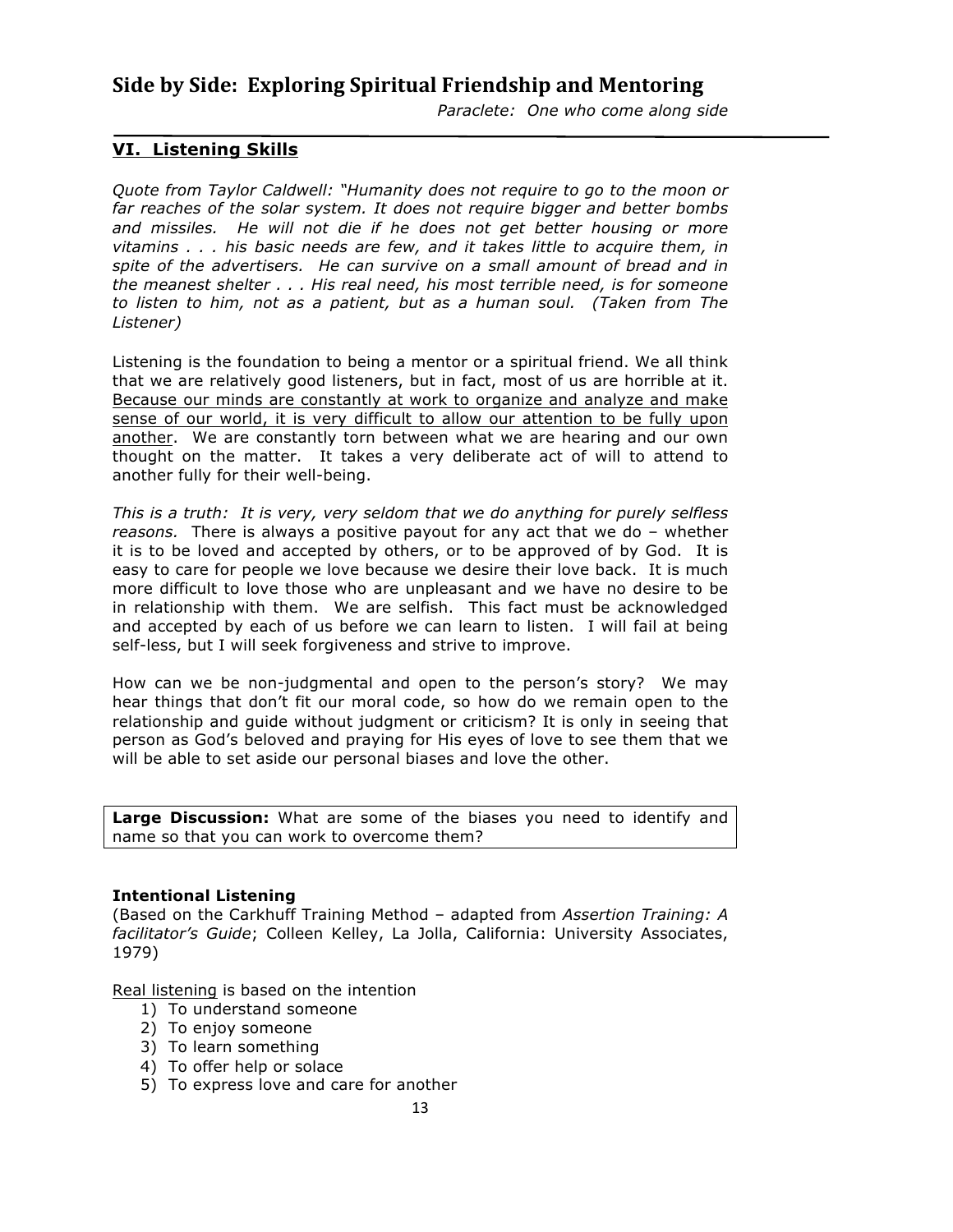## VI. Listening Skills

*Quote from Taylor Caldwell: "Humanity does not require to go to the moon or far reaches of the solar system. It does not require bigger and better bombs and missiles. He will not die if he does not get better housing or more vitamins . . . his basic needs are few, and it takes little to acquire them, in spite of the advertisers. He can survive on a small amount of bread and in the meanest shelter . . . His real need, his most terrible need, is for someone to listen to him, not as a patient, but as a human soul. (Taken from The Listener)*

Listening is the foundation to being a mentor or a spiritual friend. We all think that we are relatively good listeners, but in fact, most of us are horrible at it. <u>Because our minds are constantly at work to organize and analyze and make sense of our world, it is very difficult to allow our attention to be fully upon another</u>. We are constantly torn between what we are hearing and our own thought on the matter. It takes a very deliberate act of will to attend to another fully for their well-being.

*This is a truth: It is very, very seldom that we do anything for purely selfless reasons.* There is always a positive payout for any act that we do – whether it is to be loved and accepted by others, or to be approved of by God. It is easy to care for people we love because we desire their love back. It is much more difficult to love those who are unpleasant and we have no desire to be in relationship with them. We are selfish. This fact must be acknowledged and accepted by each of us before we can learn to listen. I will fail at being self-less, but I will seek forgiveness and strive to improve.

How can we be non-judgmental and open to the person's story? We may hear things that don't fit our moral code, so how do we remain open to the relationship and guide without judgment or criticism? It is only in seeing that person as God's beloved and praying for His eyes of love to see them that we will be able to set aside our personal biases and love the other.

**Large Discussion:** What are some of the biases you need to identify and name so that you can work to overcome them?

### Intentional Listening

(Based on the Carkhuff Training Method – adapted from *Assertion Training: A facilitator's Guide*; Colleen Kelley, La Jolla, California: University Associates, 1979)

<u>Real listening</u> is based on the intention

1) To understand someone
2) To enjoy someone
3) To learn something
4) To offer help or solace
5) To express love and care for another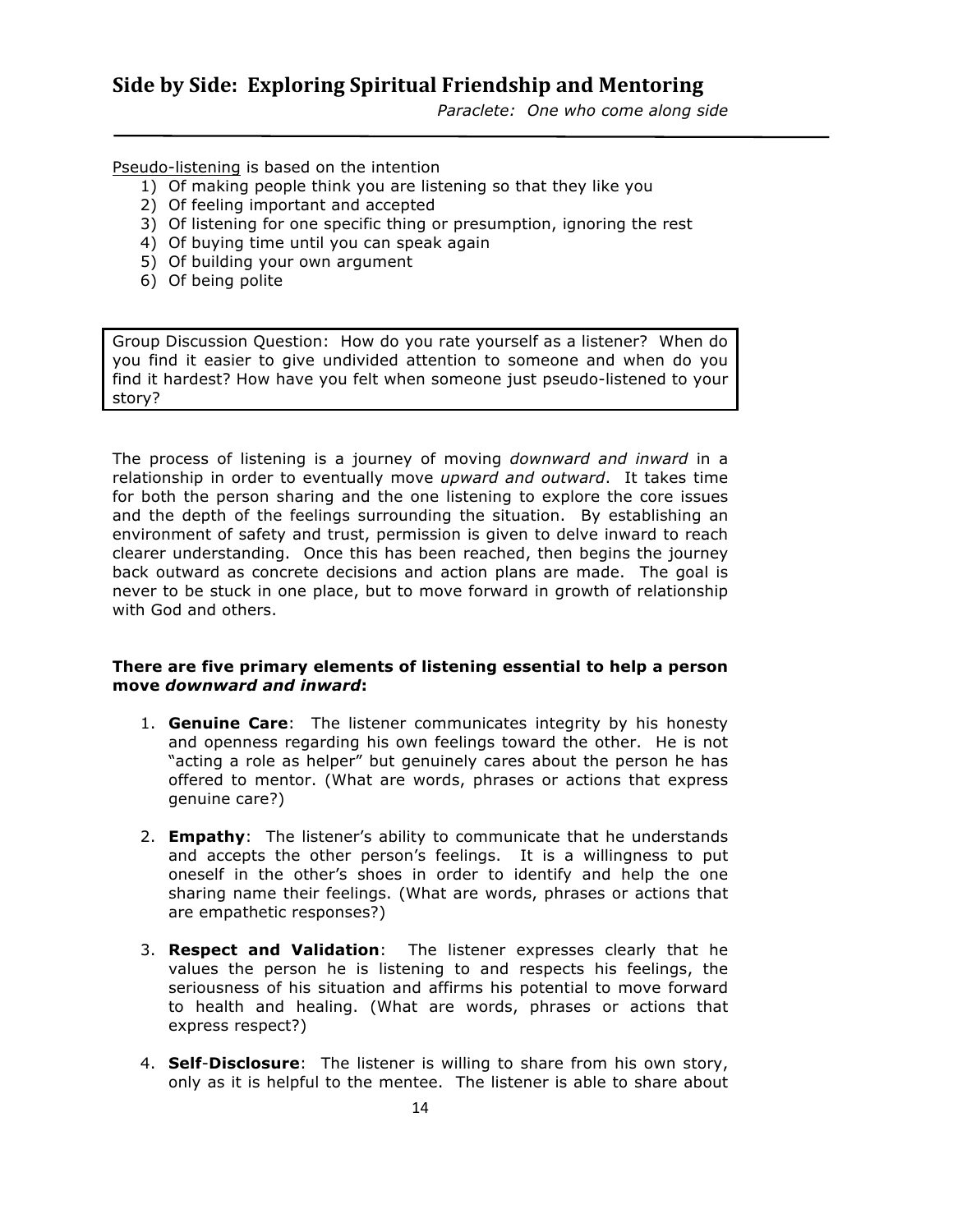Pseudo-listening is based on the intention

1) Of making people think you are listening so that they like you
2) Of feeling important and accepted
3) Of listening for one specific thing or presumption, ignoring the rest
4) Of buying time until you can speak again
5) Of building your own argument
6) Of being polite

> Group Discussion Question: How do you rate yourself as a listener? When do you find it easier to give undivided attention to someone and when do you find it hardest? How have you felt when someone just pseudo-listened to your story?

The process of listening is a journey of moving *downward and inward* in a relationship in order to eventually move *upward and outward*. It takes time for both the person sharing and the one listening to explore the core issues and the depth of the feelings surrounding the situation. By establishing an environment of safety and trust, permission is given to delve inward to reach clearer understanding. Once this has been reached, then begins the journey back outward as concrete decisions and action plans are made. The goal is never to be stuck in one place, but to move forward in growth of relationship with God and others.

**There are five primary elements of listening essential to help a person move *downward and inward*:**

1. **Genuine Care**: The listener communicates integrity by his honesty and openness regarding his own feelings toward the other. He is not "acting a role as helper" but genuinely cares about the person he has offered to mentor. (What are words, phrases or actions that express genuine care?)

2. **Empathy**: The listener's ability to communicate that he understands and accepts the other person's feelings. It is a willingness to put oneself in the other's shoes in order to identify and help the one sharing name their feelings. (What are words, phrases or actions that are empathetic responses?)

3. **Respect and Validation**: The listener expresses clearly that he values the person he is listening to and respects his feelings, the seriousness of his situation and affirms his potential to move forward to health and healing. (What are words, phrases or actions that express respect?)

4. **Self-Disclosure**: The listener is willing to share from his own story, only as it is helpful to the mentee. The listener is able to share about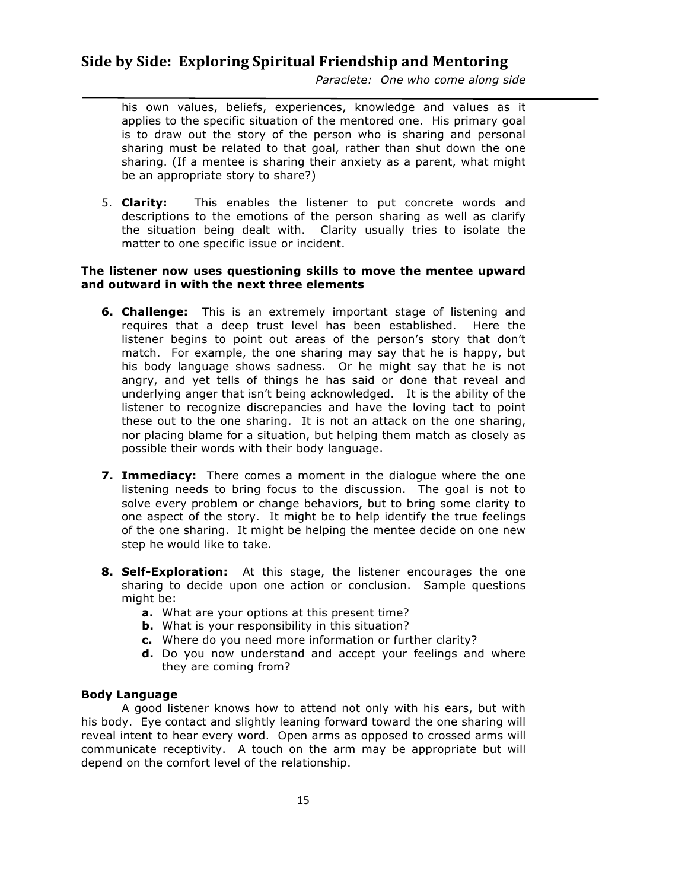his own values, beliefs, experiences, knowledge and values as it applies to the specific situation of the mentored one. His primary goal is to draw out the story of the person who is sharing and personal sharing must be related to that goal, rather than shut down the one sharing. (If a mentee is sharing their anxiety as a parent, what might be an appropriate story to share?)

5. **Clarity:** This enables the listener to put concrete words and descriptions to the emotions of the person sharing as well as clarify the situation being dealt with. Clarity usually tries to isolate the matter to one specific issue or incident.

**The listener now uses questioning skills to move the mentee upward and outward in with the next three elements**

6. **Challenge:** This is an extremely important stage of listening and requires that a deep trust level has been established. Here the listener begins to point out areas of the person's story that don't match. For example, the one sharing may say that he is happy, but his body language shows sadness. Or he might say that he is not angry, and yet tells of things he has said or done that reveal and underlying anger that isn't being acknowledged. It is the ability of the listener to recognize discrepancies and have the loving tact to point these out to the one sharing. It is not an attack on the one sharing, nor placing blame for a situation, but helping them match as closely as possible their words with their body language.

7. **Immediacy:** There comes a moment in the dialogue where the one listening needs to bring focus to the discussion. The goal is not to solve every problem or change behaviors, but to bring some clarity to one aspect of the story. It might be to help identify the true feelings of the one sharing. It might be helping the mentee decide on one new step he would like to take.

8. **Self-Exploration:** At this stage, the listener encourages the one sharing to decide upon one action or conclusion. Sample questions might be:
   - **a.** What are your options at this present time?
   - **b.** What is your responsibility in this situation?
   - **c.** Where do you need more information or further clarity?
   - **d.** Do you now understand and accept your feelings and where they are coming from?

**Body Language**

A good listener knows how to attend not only with his ears, but with his body. Eye contact and slightly leaning forward toward the one sharing will reveal intent to hear every word. Open arms as opposed to crossed arms will communicate receptivity. A touch on the arm may be appropriate but will depend on the comfort level of the relationship.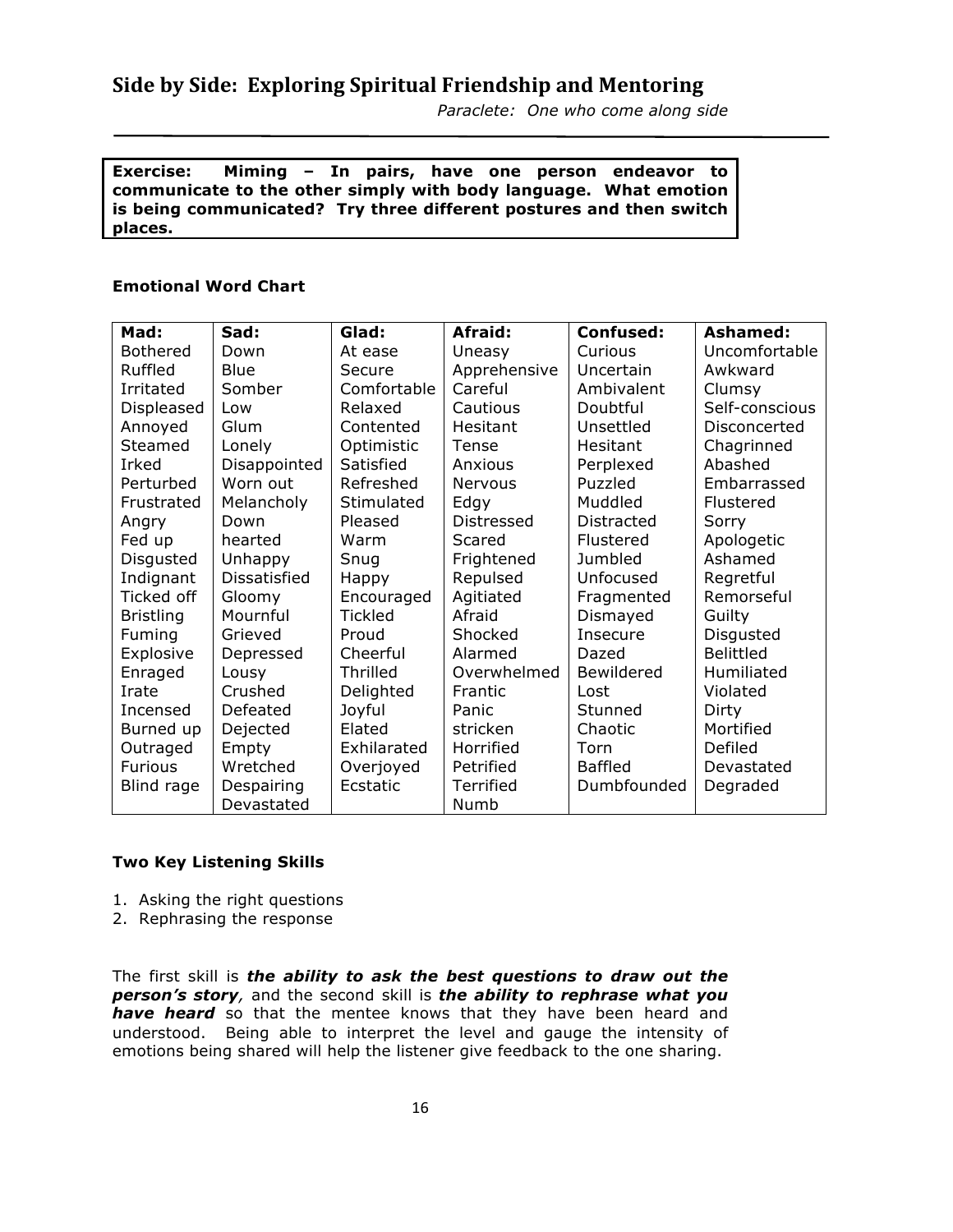**Exercise: Miming – In pairs, have one person endeavor to communicate to the other simply with body language. What emotion is being communicated? Try three different postures and then switch places.**

**Emotional Word Chart**

| Mad: | Sad: | Glad: | Afraid: | Confused: | Ashamed: |
|---|---|---|---|---|---|
| Bothered | Down | At ease | Uneasy | Curious | Uncomfortable |
| Ruffled | Blue | Secure | Apprehensive | Uncertain | Awkward |
| Irritated | Somber | Comfortable | Careful | Ambivalent | Clumsy |
| Displeased | Low | Relaxed | Cautious | Doubtful | Self-conscious |
| Annoyed | Glum | Contented | Hesitant | Unsettled | Disconcerted |
| Steamed | Lonely | Optimistic | Tense | Hesitant | Chagrinned |
| Irked | Disappointed | Satisfied | Anxious | Perplexed | Abashed |
| Perturbed | Worn out | Refreshed | Nervous | Puzzled | Embarrassed |
| Frustrated | Melancholy | Stimulated | Edgy | Muddled | Flustered |
| Angry | Down | Pleased | Distressed | Distracted | Sorry |
| Fed up | hearted | Warm | Scared | Flustered | Apologetic |
| Disgusted | Unhappy | Snug | Frightened | Jumbled | Ashamed |
| Indignant | Dissatisfied | Happy | Repulsed | Unfocused | Regretful |
| Ticked off | Gloomy | Encouraged | Agitiated | Fragmented | Remorseful |
| Bristling | Mournful | Tickled | Afraid | Dismayed | Guilty |
| Fuming | Grieved | Proud | Shocked | Insecure | Disgusted |
| Explosive | Depressed | Cheerful | Alarmed | Dazed | Belittled |
| Enraged | Lousy | Thrilled | Overwhelmed | Bewildered | Humiliated |
| Irate | Crushed | Delighted | Frantic | Lost | Violated |
| Incensed | Defeated | Joyful | Panic | Stunned | Dirty |
| Burned up | Dejected | Elated | stricken | Chaotic | Mortified |
| Outraged | Empty | Exhilarated | Horrified | Torn | Defiled |
| Furious | Wretched | Overjoyed | Petrified | Baffled | Devastated |
| Blind rage | Despairing | Ecstatic | Terrified | Dumbfounded | Degraded |
| | Devastated | | Numb | | |

**Two Key Listening Skills**

1. Asking the right questions
2. Rephrasing the response

The first skill is ***the ability to ask the best questions to draw out the person's story***, and the second skill is ***the ability to rephrase what you have heard*** so that the mentee knows that they have been heard and understood. Being able to interpret the level and gauge the intensity of emotions being shared will help the listener give feedback to the one sharing.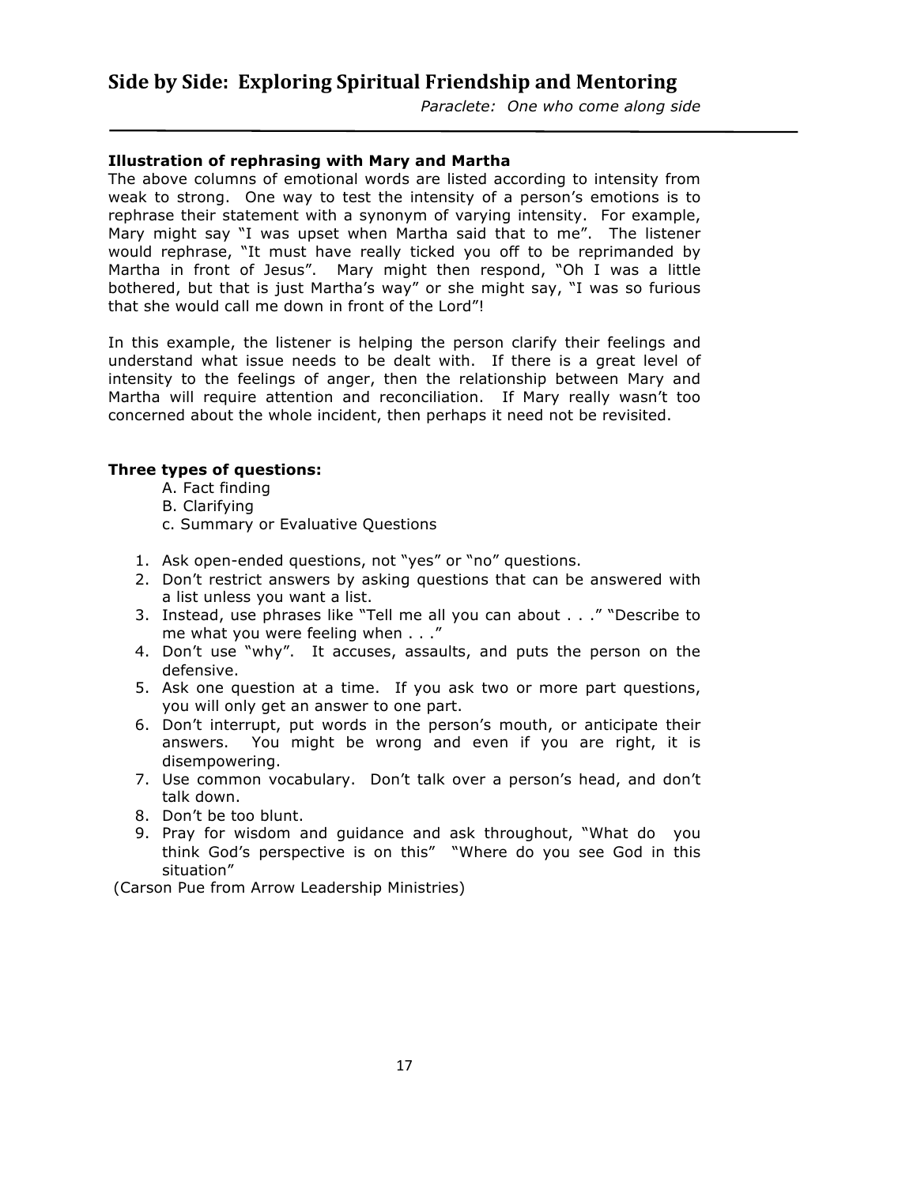### Illustration of rephrasing with Mary and Martha

The above columns of emotional words are listed according to intensity from weak to strong. One way to test the intensity of a person's emotions is to rephrase their statement with a synonym of varying intensity. For example, Mary might say "I was upset when Martha said that to me". The listener would rephrase, "It must have really ticked you off to be reprimanded by Martha in front of Jesus". Mary might then respond, "Oh I was a little bothered, but that is just Martha's way" or she might say, "I was so furious that she would call me down in front of the Lord"!

In this example, the listener is helping the person clarify their feelings and understand what issue needs to be dealt with. If there is a great level of intensity to the feelings of anger, then the relationship between Mary and Martha will require attention and reconciliation. If Mary really wasn't too concerned about the whole incident, then perhaps it need not be revisited.

**Three types of questions:**

A. Fact finding
B. Clarifying
c. Summary or Evaluative Questions

1. Ask open-ended questions, not "yes" or "no" questions.
2. Don't restrict answers by asking questions that can be answered with a list unless you want a list.
3. Instead, use phrases like "Tell me all you can about . . ." "Describe to me what you were feeling when . . ."
4. Don't use "why". It accuses, assaults, and puts the person on the defensive.
5. Ask one question at a time. If you ask two or more part questions, you will only get an answer to one part.
6. Don't interrupt, put words in the person's mouth, or anticipate their answers. You might be wrong and even if you are right, it is disempowering.
7. Use common vocabulary. Don't talk over a person's head, and don't talk down.
8. Don't be too blunt.
9. Pray for wisdom and guidance and ask throughout, "What do you think God's perspective is on this" "Where do you see God in this situation"

(Carson Pue from Arrow Leadership Ministries)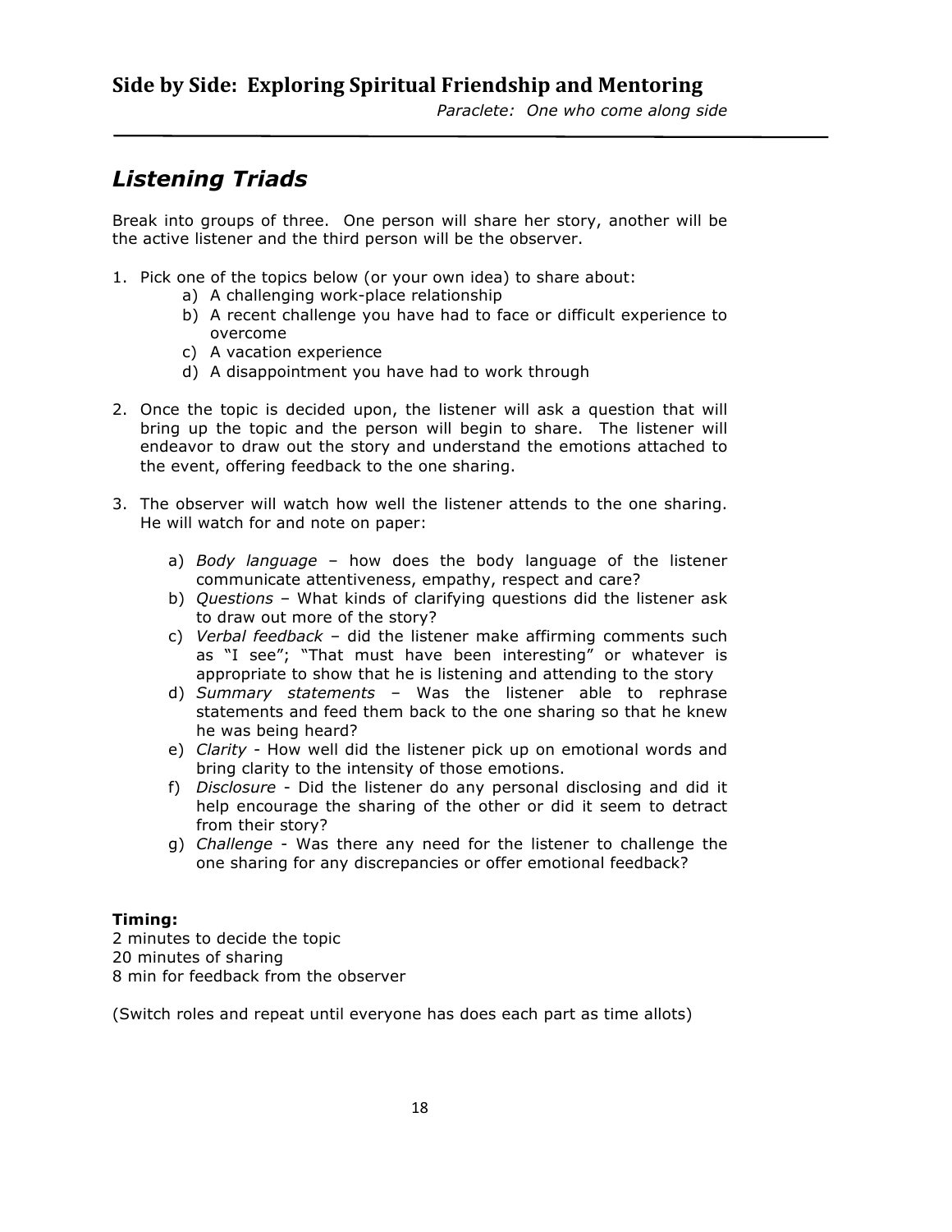## Listening Triads

Break into groups of three. One person will share her story, another will be the active listener and the third person will be the observer.

1. Pick one of the topics below (or your own idea) to share about:
    a) A challenging work-place relationship
    b) A recent challenge you have had to face or difficult experience to overcome
    c) A vacation experience
    d) A disappointment you have had to work through

2. Once the topic is decided upon, the listener will ask a question that will bring up the topic and the person will begin to share. The listener will endeavor to draw out the story and understand the emotions attached to the event, offering feedback to the one sharing.

3. The observer will watch how well the listener attends to the one sharing. He will watch for and note on paper:

    a) *Body language* – how does the body language of the listener communicate attentiveness, empathy, respect and care?
    b) *Questions* – What kinds of clarifying questions did the listener ask to draw out more of the story?
    c) *Verbal feedback* – did the listener make affirming comments such as "I see"; "That must have been interesting" or whatever is appropriate to show that he is listening and attending to the story
    d) *Summary statements* – Was the listener able to rephrase statements and feed them back to the one sharing so that he knew he was being heard?
    e) *Clarity* - How well did the listener pick up on emotional words and bring clarity to the intensity of those emotions.
    f) *Disclosure* - Did the listener do any personal disclosing and did it help encourage the sharing of the other or did it seem to detract from their story?
    g) *Challenge* - Was there any need for the listener to challenge the one sharing for any discrepancies or offer emotional feedback?

**Timing:**
2 minutes to decide the topic
20 minutes of sharing
8 min for feedback from the observer

(Switch roles and repeat until everyone has does each part as time allots)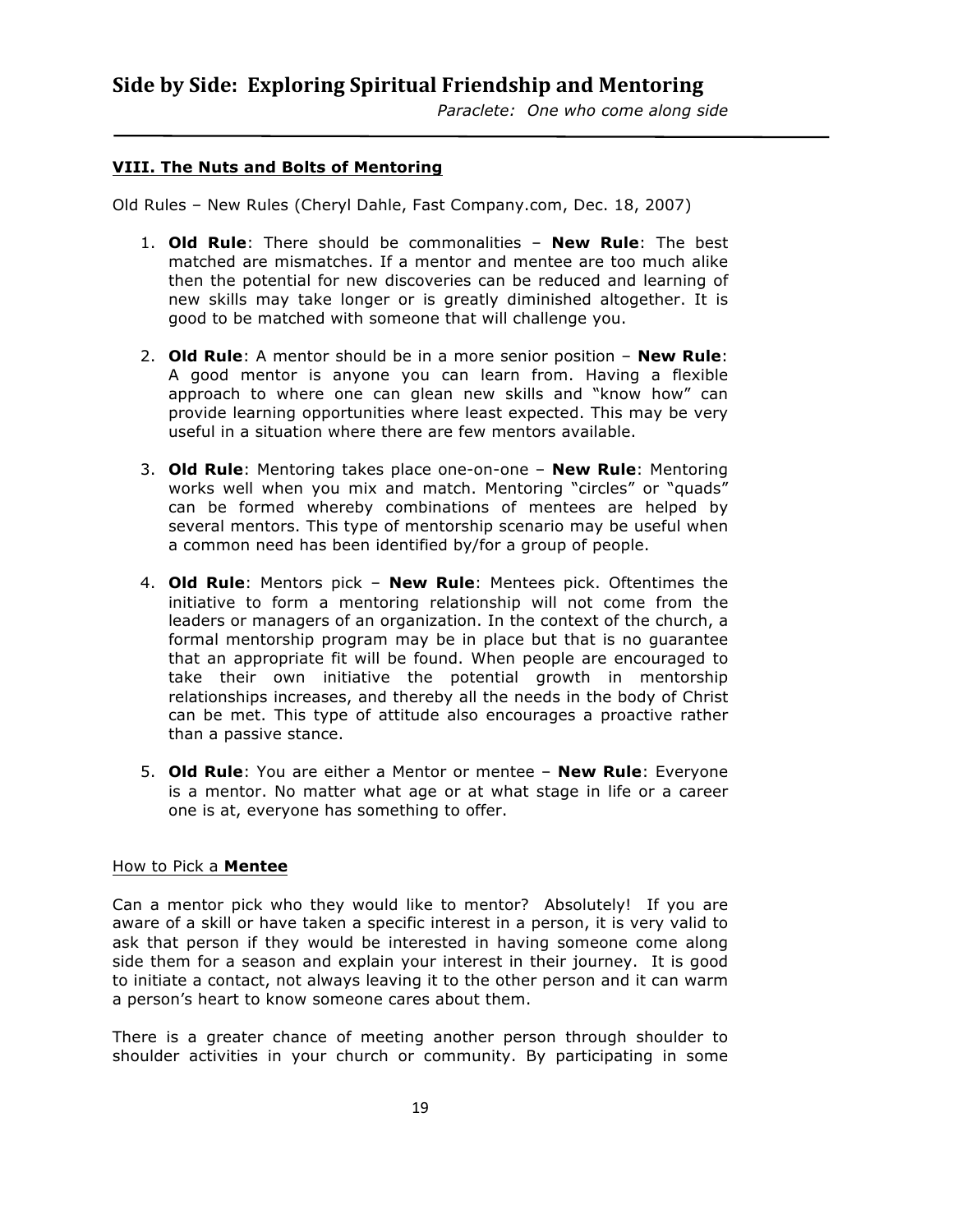## VIII. The Nuts and Bolts of Mentoring

Old Rules – New Rules (Cheryl Dahle, Fast Company.com, Dec. 18, 2007)

1. **Old Rule**: There should be commonalities – **New Rule**: The best matched are mismatches. If a mentor and mentee are too much alike then the potential for new discoveries can be reduced and learning of new skills may take longer or is greatly diminished altogether. It is good to be matched with someone that will challenge you.

2. **Old Rule**: A mentor should be in a more senior position – **New Rule**: A good mentor is anyone you can learn from. Having a flexible approach to where one can glean new skills and "know how" can provide learning opportunities where least expected. This may be very useful in a situation where there are few mentors available.

3. **Old Rule**: Mentoring takes place one-on-one – **New Rule**: Mentoring works well when you mix and match. Mentoring "circles" or "quads" can be formed whereby combinations of mentees are helped by several mentors. This type of mentorship scenario may be useful when a common need has been identified by/for a group of people.

4. **Old Rule**: Mentors pick – **New Rule**: Mentees pick. Oftentimes the initiative to form a mentoring relationship will not come from the leaders or managers of an organization. In the context of the church, a formal mentorship program may be in place but that is no guarantee that an appropriate fit will be found. When people are encouraged to take their own initiative the potential growth in mentorship relationships increases, and thereby all the needs in the body of Christ can be met. This type of attitude also encourages a proactive rather than a passive stance.

5. **Old Rule**: You are either a Mentor or mentee – **New Rule**: Everyone is a mentor. No matter what age or at what stage in life or a career one is at, everyone has something to offer.

### How to Pick a **Mentee**

Can a mentor pick who they would like to mentor? Absolutely! If you are aware of a skill or have taken a specific interest in a person, it is very valid to ask that person if they would be interested in having someone come along side them for a season and explain your interest in their journey. It is good to initiate a contact, not always leaving it to the other person and it can warm a person's heart to know someone cares about them.

There is a greater chance of meeting another person through shoulder to shoulder activities in your church or community. By participating in some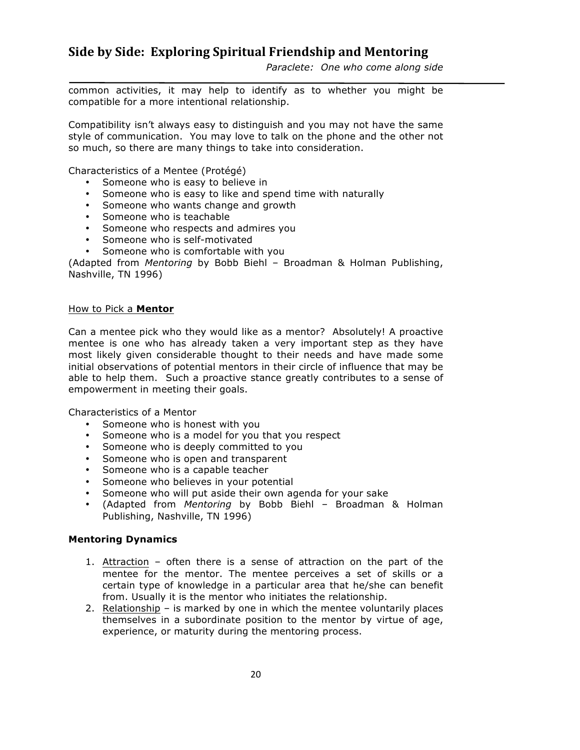common activities, it may help to identify as to whether you might be compatible for a more intentional relationship.

Compatibility isn't always easy to distinguish and you may not have the same style of communication. You may love to talk on the phone and the other not so much, so there are many things to take into consideration.

Characteristics of a Mentee (Protégé)

- Someone who is easy to believe in
- Someone who is easy to like and spend time with naturally
- Someone who wants change and growth
- Someone who is teachable
- Someone who respects and admires you
- Someone who is self-motivated
- Someone who is comfortable with you

(Adapted from *Mentoring* by Bobb Biehl – Broadman & Holman Publishing, Nashville, TN 1996)

How to Pick a **Mentor**

Can a mentee pick who they would like as a mentor? Absolutely! A proactive mentee is one who has already taken a very important step as they have most likely given considerable thought to their needs and have made some initial observations of potential mentors in their circle of influence that may be able to help them. Such a proactive stance greatly contributes to a sense of empowerment in meeting their goals.

Characteristics of a Mentor

- Someone who is honest with you
- Someone who is a model for you that you respect
- Someone who is deeply committed to you
- Someone who is open and transparent
- Someone who is a capable teacher
- Someone who believes in your potential
- Someone who will put aside their own agenda for your sake
- (Adapted from *Mentoring* by Bobb Biehl – Broadman & Holman Publishing, Nashville, TN 1996)

**Mentoring Dynamics**

1. Attraction – often there is a sense of attraction on the part of the mentee for the mentor. The mentee perceives a set of skills or a certain type of knowledge in a particular area that he/she can benefit from. Usually it is the mentor who initiates the relationship.
2. Relationship – is marked by one in which the mentee voluntarily places themselves in a subordinate position to the mentor by virtue of age, experience, or maturity during the mentoring process.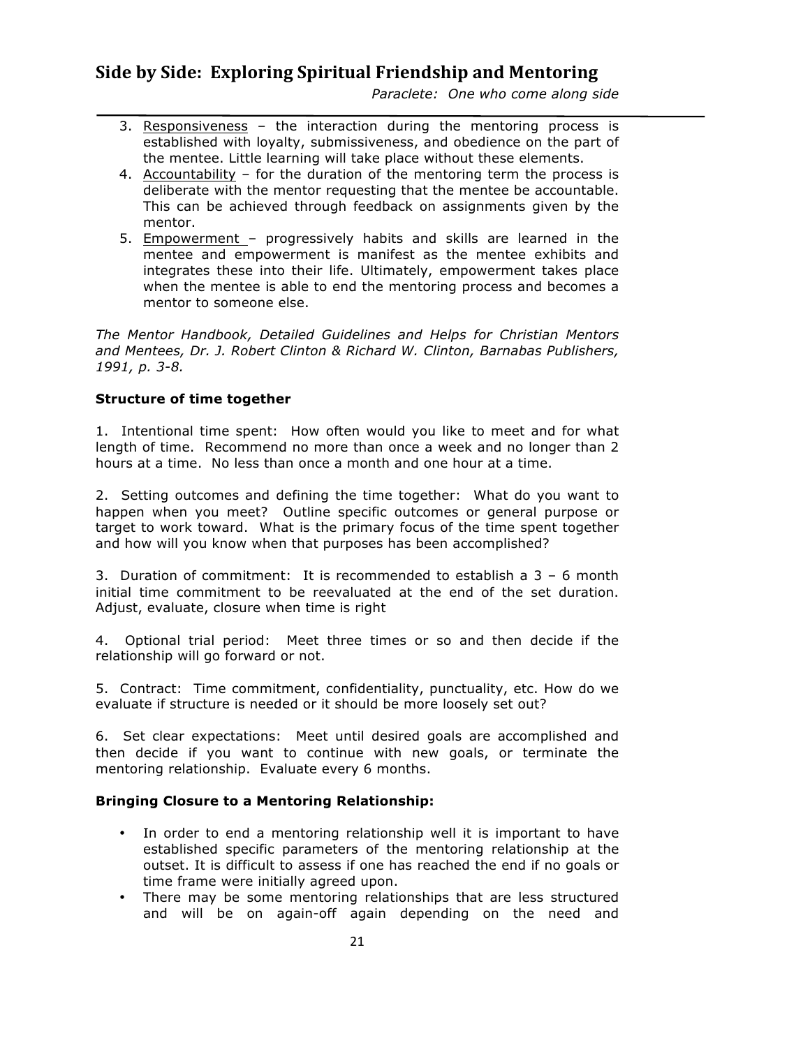3. Responsiveness – the interaction during the mentoring process is established with loyalty, submissiveness, and obedience on the part of the mentee. Little learning will take place without these elements.
4. Accountability – for the duration of the mentoring term the process is deliberate with the mentor requesting that the mentee be accountable. This can be achieved through feedback on assignments given by the mentor.
5. Empowerment – progressively habits and skills are learned in the mentee and empowerment is manifest as the mentee exhibits and integrates these into their life. Ultimately, empowerment takes place when the mentee is able to end the mentoring process and becomes a mentor to someone else.

*The Mentor Handbook, Detailed Guidelines and Helps for Christian Mentors and Mentees, Dr. J. Robert Clinton & Richard W. Clinton, Barnabas Publishers, 1991, p. 3-8.*

**Structure of time together**

1. Intentional time spent: How often would you like to meet and for what length of time. Recommend no more than once a week and no longer than 2 hours at a time. No less than once a month and one hour at a time.

2. Setting outcomes and defining the time together: What do you want to happen when you meet? Outline specific outcomes or general purpose or target to work toward. What is the primary focus of the time spent together and how will you know when that purposes has been accomplished?

3. Duration of commitment: It is recommended to establish a 3 – 6 month initial time commitment to be reevaluated at the end of the set duration. Adjust, evaluate, closure when time is right

4. Optional trial period: Meet three times or so and then decide if the relationship will go forward or not.

5. Contract: Time commitment, confidentiality, punctuality, etc. How do we evaluate if structure is needed or it should be more loosely set out?

6. Set clear expectations: Meet until desired goals are accomplished and then decide if you want to continue with new goals, or terminate the mentoring relationship. Evaluate every 6 months.

**Bringing Closure to a Mentoring Relationship:**

- In order to end a mentoring relationship well it is important to have established specific parameters of the mentoring relationship at the outset. It is difficult to assess if one has reached the end if no goals or time frame were initially agreed upon.
- There may be some mentoring relationships that are less structured and will be on again-off again depending on the need and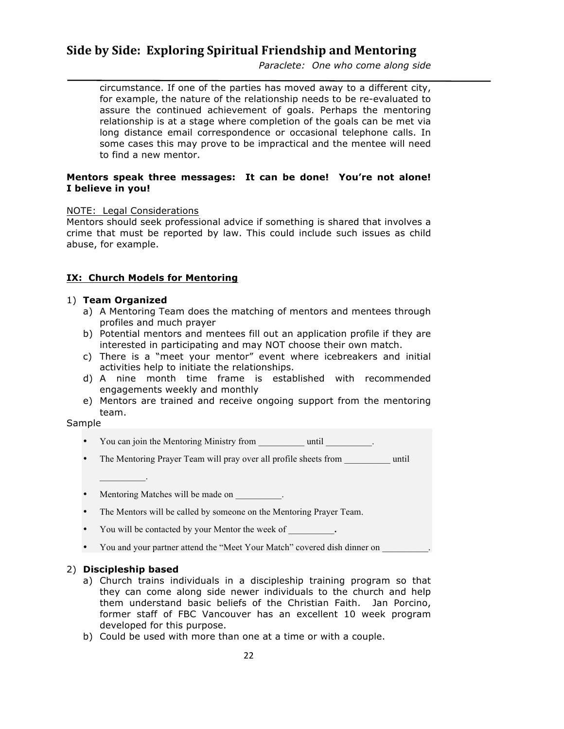circumstance. If one of the parties has moved away to a different city, for example, the nature of the relationship needs to be re-evaluated to assure the continued achievement of goals. Perhaps the mentoring relationship is at a stage where completion of the goals can be met via long distance email correspondence or occasional telephone calls. In some cases this may prove to be impractical and the mentee will need to find a new mentor.

**Mentors speak three messages: It can be done! You're not alone! I believe in you!**

NOTE: Legal Considerations

Mentors should seek professional advice if something is shared that involves a crime that must be reported by law. This could include such issues as child abuse, for example.

## IX: Church Models for Mentoring

1) **Team Organized**
   a) A Mentoring Team does the matching of mentors and mentees through profiles and much prayer
   b) Potential mentors and mentees fill out an application profile if they are interested in participating and may NOT choose their own match.
   c) There is a "meet your mentor" event where icebreakers and initial activities help to initiate the relationships.
   d) A nine month time frame is established with recommended engagements weekly and monthly
   e) Mentors are trained and receive ongoing support from the mentoring team.

Sample

- You can join the Mentoring Ministry from __________ until __________.
- The Mentoring Prayer Team will pray over all profile sheets from __________ until __________.
- Mentoring Matches will be made on __________.
- The Mentors will be called by someone on the Mentoring Prayer Team.
- You will be contacted by your Mentor the week of __________.
- You and your partner attend the "Meet Your Match" covered dish dinner on __________.

2) **Discipleship based**
   a) Church trains individuals in a discipleship training program so that they can come along side newer individuals to the church and help them understand basic beliefs of the Christian Faith. Jan Porcino, former staff of FBC Vancouver has an excellent 10 week program developed for this purpose.
   b) Could be used with more than one at a time or with a couple.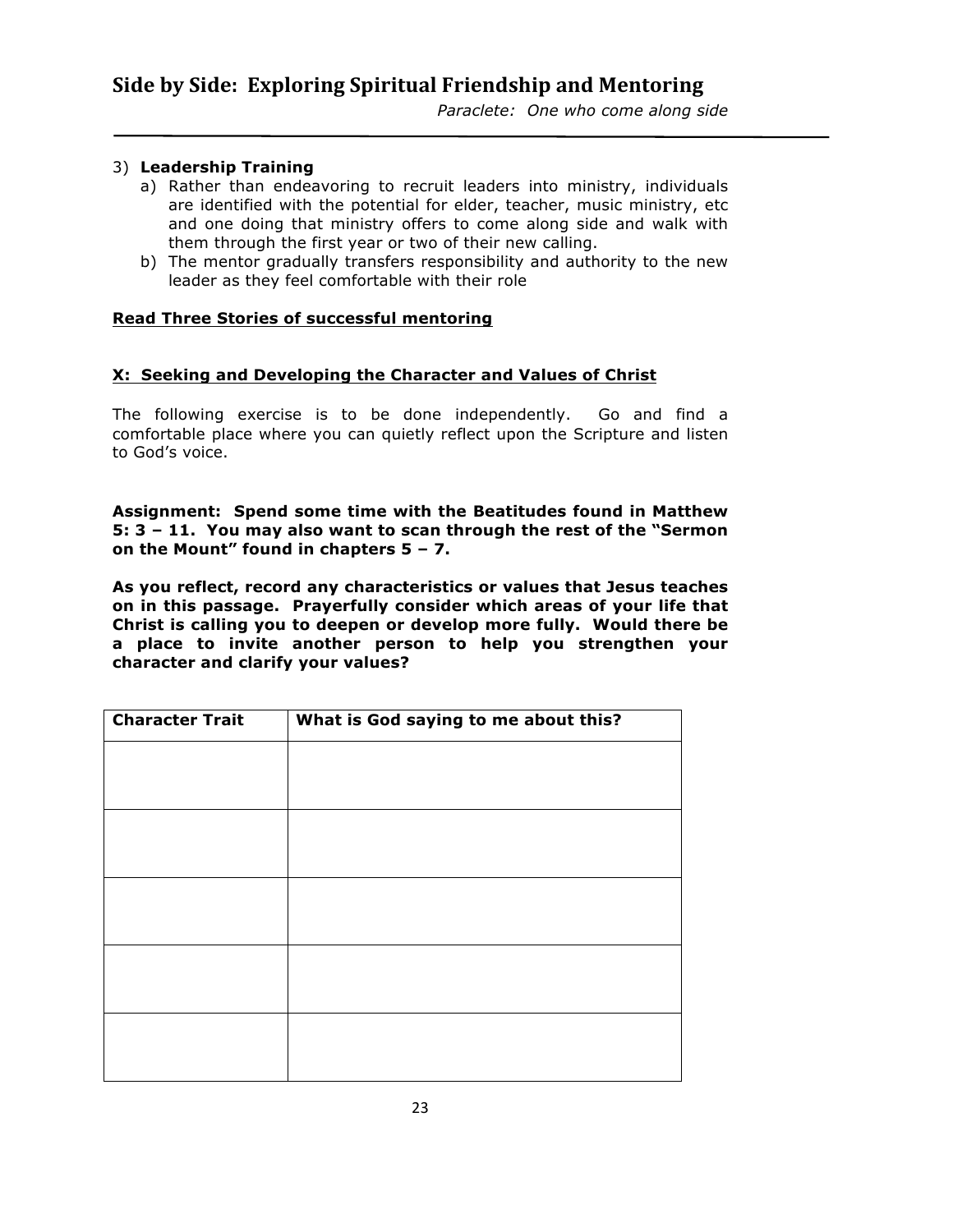3) **Leadership Training**
   a) Rather than endeavoring to recruit leaders into ministry, individuals are identified with the potential for elder, teacher, music ministry, etc and one doing that ministry offers to come along side and walk with them through the first year or two of their new calling.
   b) The mentor gradually transfers responsibility and authority to the new leader as they feel comfortable with their role

**<u>Read Three Stories of successful mentoring</u>**

## <u>X: Seeking and Developing the Character and Values of Christ</u>

The following exercise is to be done independently. Go and find a comfortable place where you can quietly reflect upon the Scripture and listen to God's voice.

**Assignment: Spend some time with the Beatitudes found in Matthew 5: 3 – 11. You may also want to scan through the rest of the "Sermon on the Mount" found in chapters 5 – 7.**

**As you reflect, record any characteristics or values that Jesus teaches on in this passage. Prayerfully consider which areas of your life that Christ is calling you to deepen or develop more fully. Would there be a place to invite another person to help you strengthen your character and clarify your values?**

| Character Trait | What is God saying to me about this? |
|---|---|
| | |
| | |
| | |
| | |
| | |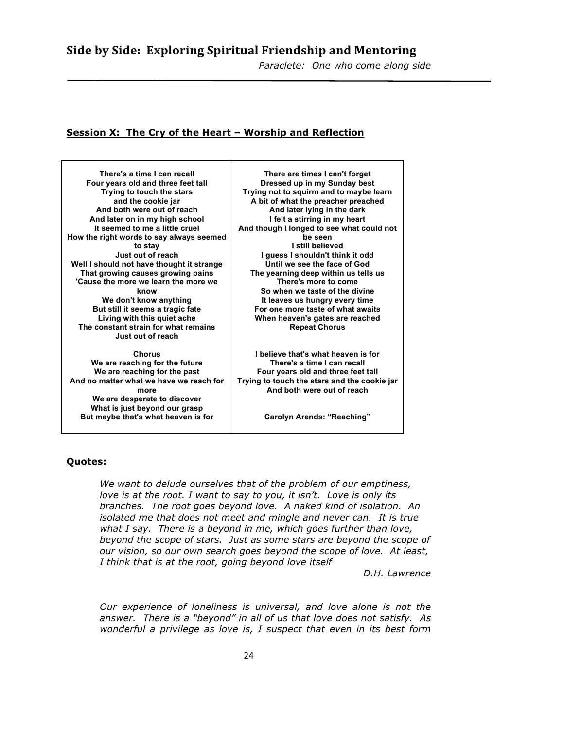# Side by Side: Exploring Spiritual Friendship and Mentoring

*Paraclete: One who come along side*

## Session X: The Cry of the Heart – Worship and Reflection

**There's a time I can recall**
**Four years old and three feet tall**
**Trying to touch the stars**
**and the cookie jar**
**And both were out of reach**
**And later on in my high school**
**It seemed to me a little cruel**
**How the right words to say always seemed to stay**
**Just out of reach**
**Well I should not have thought it strange**
**That growing causes growing pains**
**'Cause the more we learn the more we know**
**We don't know anything**
**But still it seems a tragic fate**
**Living with this quiet ache**
**The constant strain for what remains**
**Just out of reach**

**Chorus**
**We are reaching for the future**
**We are reaching for the past**
**And no matter what we have we reach for more**
**We are desperate to discover**
**What is just beyond our grasp**
**But maybe that's what heaven is for**

**There are times I can't forget**
**Dressed up in my Sunday best**
**Trying not to squirm and to maybe learn**
**A bit of what the preacher preached**
**And later lying in the dark**
**I felt a stirring in my heart**
**And though I longed to see what could not be seen**
**I still believed**
**I guess I shouldn't think it odd**
**Until we see the face of God**
**The yearning deep within us tells us**
**There's more to come**
**So when we taste of the divine**
**It leaves us hungry every time**
**For one more taste of what awaits**
**When heaven's gates are reached**
**Repeat Chorus**

**I believe that's what heaven is for**
**There's a time I can recall**
**Four years old and three feet tall**
**Trying to touch the stars and the cookie jar**
**And both were out of reach**

**Carolyn Arends: "Reaching"**

**Quotes:**

> *We want to delude ourselves that of the problem of our emptiness, love is at the root. I want to say to you, it isn't. Love is only its branches. The root goes beyond love. A naked kind of isolation. An isolated me that does not meet and mingle and never can. It is true what I say. There is a beyond in me, which goes further than love, beyond the scope of stars. Just as some stars are beyond the scope of our vision, so our own search goes beyond the scope of love. At least, I think that is at the root, going beyond love itself*
>
> *D.H. Lawrence*

> *Our experience of loneliness is universal, and love alone is not the answer. There is a "beyond" in all of us that love does not satisfy. As wonderful a privilege as love is, I suspect that even in its best form*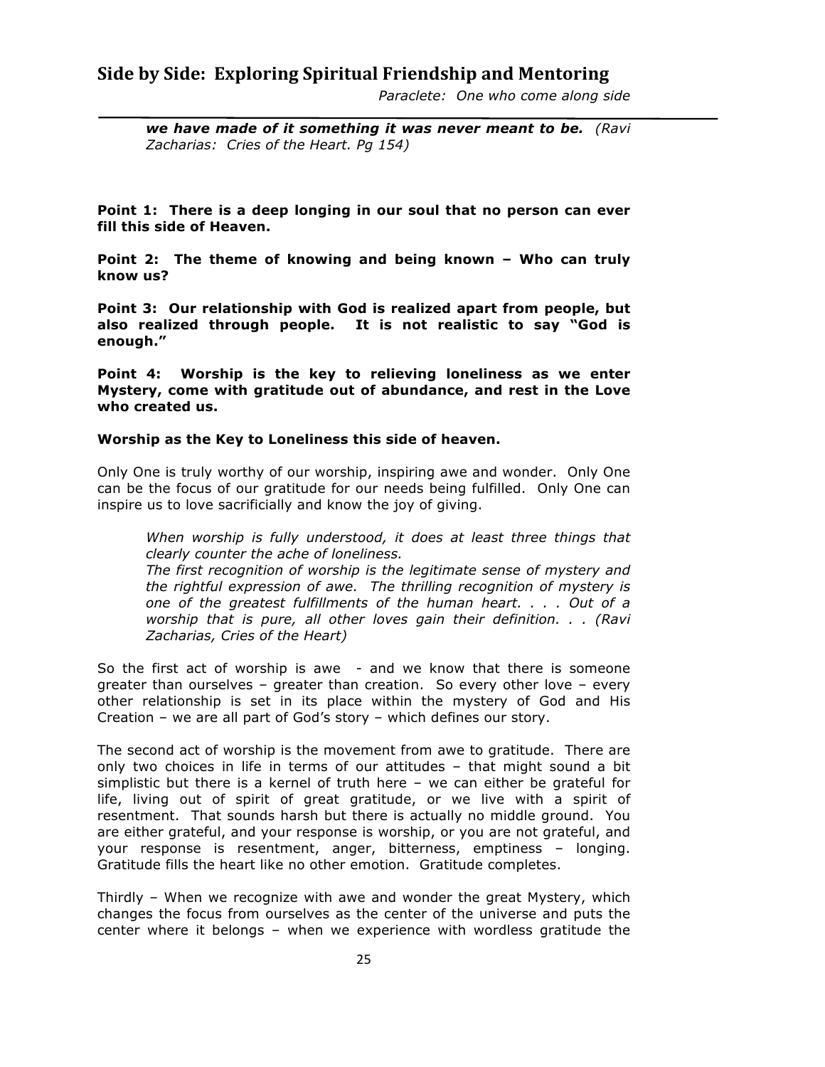***we have made of it something it was never meant to be.*** *(Ravi Zacharias: Cries of the Heart. Pg 154)*

**Point 1: There is a deep longing in our soul that no person can ever fill this side of Heaven.**

**Point 2: The theme of knowing and being known – Who can truly know us?**

**Point 3: Our relationship with God is realized apart from people, but also realized through people. It is not realistic to say "God is enough."**

**Point 4: Worship is the key to relieving loneliness as we enter Mystery, come with gratitude out of abundance, and rest in the Love who created us.**

**Worship as the Key to Loneliness this side of heaven.**

Only One is truly worthy of our worship, inspiring awe and wonder. Only One can be the focus of our gratitude for our needs being fulfilled. Only One can inspire us to love sacrificially and know the joy of giving.

> *When worship is fully understood, it does at least three things that clearly counter the ache of loneliness.*
> *The first recognition of worship is the legitimate sense of mystery and the rightful expression of awe. The thrilling recognition of mystery is one of the greatest fulfillments of the human heart. . . . Out of a worship that is pure, all other loves gain their definition. . . (Ravi Zacharias, Cries of the Heart)*

So the first act of worship is awe - and we know that there is someone greater than ourselves – greater than creation. So every other love – every other relationship is set in its place within the mystery of God and His Creation – we are all part of God's story – which defines our story.

The second act of worship is the movement from awe to gratitude. There are only two choices in life in terms of our attitudes – that might sound a bit simplistic but there is a kernel of truth here – we can either be grateful for life, living out of spirit of great gratitude, or we live with a spirit of resentment. That sounds harsh but there is actually no middle ground. You are either grateful, and your response is worship, or you are not grateful, and your response is resentment, anger, bitterness, emptiness – longing. Gratitude fills the heart like no other emotion. Gratitude completes.

Thirdly – When we recognize with awe and wonder the great Mystery, which changes the focus from ourselves as the center of the universe and puts the center where it belongs – when we experience with wordless gratitude the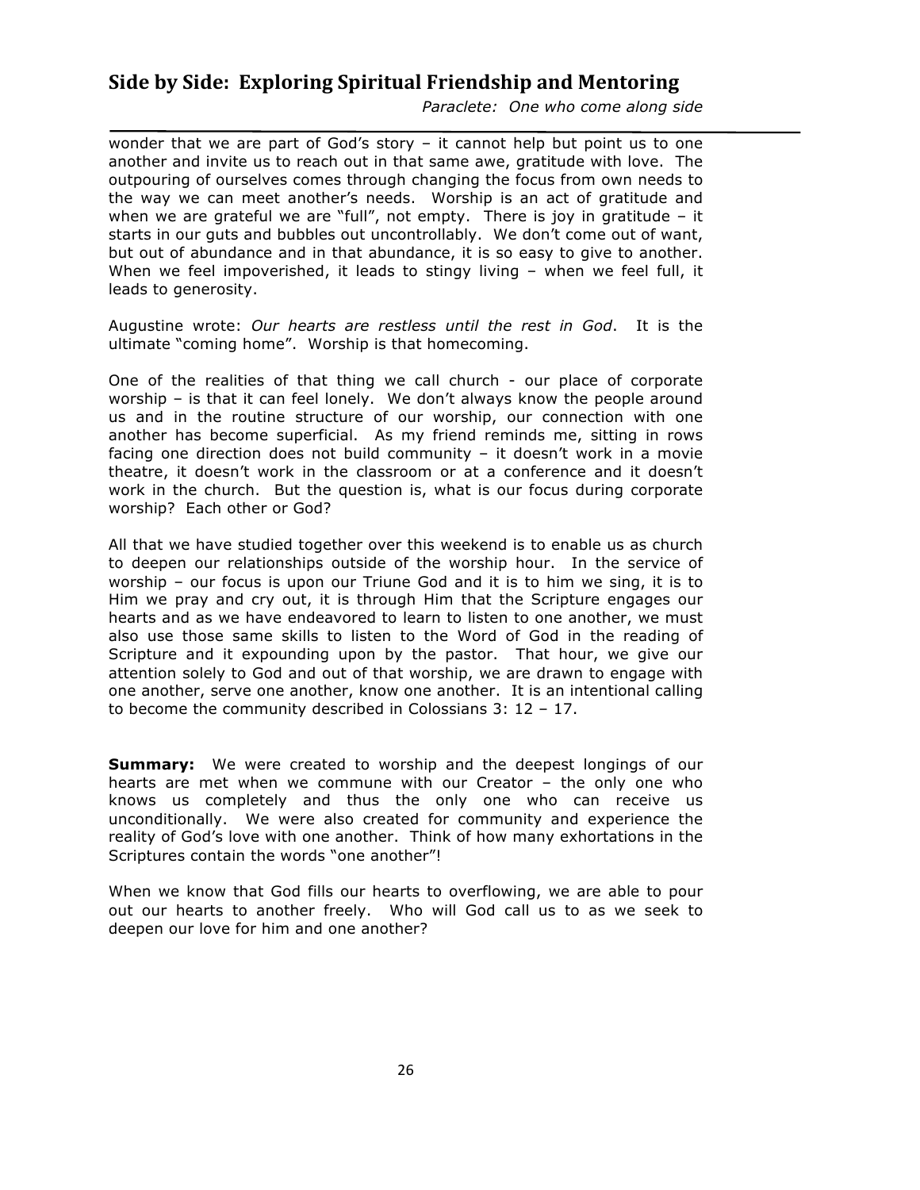wonder that we are part of God's story – it cannot help but point us to one another and invite us to reach out in that same awe, gratitude with love. The outpouring of ourselves comes through changing the focus from own needs to the way we can meet another's needs. Worship is an act of gratitude and when we are grateful we are "full", not empty. There is joy in gratitude – it starts in our guts and bubbles out uncontrollably. We don't come out of want, but out of abundance and in that abundance, it is so easy to give to another. When we feel impoverished, it leads to stingy living – when we feel full, it leads to generosity.

Augustine wrote: *Our hearts are restless until the rest in God*. It is the ultimate "coming home". Worship is that homecoming.

One of the realities of that thing we call church - our place of corporate worship – is that it can feel lonely. We don't always know the people around us and in the routine structure of our worship, our connection with one another has become superficial. As my friend reminds me, sitting in rows facing one direction does not build community – it doesn't work in a movie theatre, it doesn't work in the classroom or at a conference and it doesn't work in the church. But the question is, what is our focus during corporate worship? Each other or God?

All that we have studied together over this weekend is to enable us as church to deepen our relationships outside of the worship hour. In the service of worship – our focus is upon our Triune God and it is to him we sing, it is to Him we pray and cry out, it is through Him that the Scripture engages our hearts and as we have endeavored to learn to listen to one another, we must also use those same skills to listen to the Word of God in the reading of Scripture and it expounding upon by the pastor. That hour, we give our attention solely to God and out of that worship, we are drawn to engage with one another, serve one another, know one another. It is an intentional calling to become the community described in Colossians 3: 12 – 17.

**Summary:** We were created to worship and the deepest longings of our hearts are met when we commune with our Creator – the only one who knows us completely and thus the only one who can receive us unconditionally. We were also created for community and experience the reality of God's love with one another. Think of how many exhortations in the Scriptures contain the words "one another"!

When we know that God fills our hearts to overflowing, we are able to pour out our hearts to another freely. Who will God call us to as we seek to deepen our love for him and one another?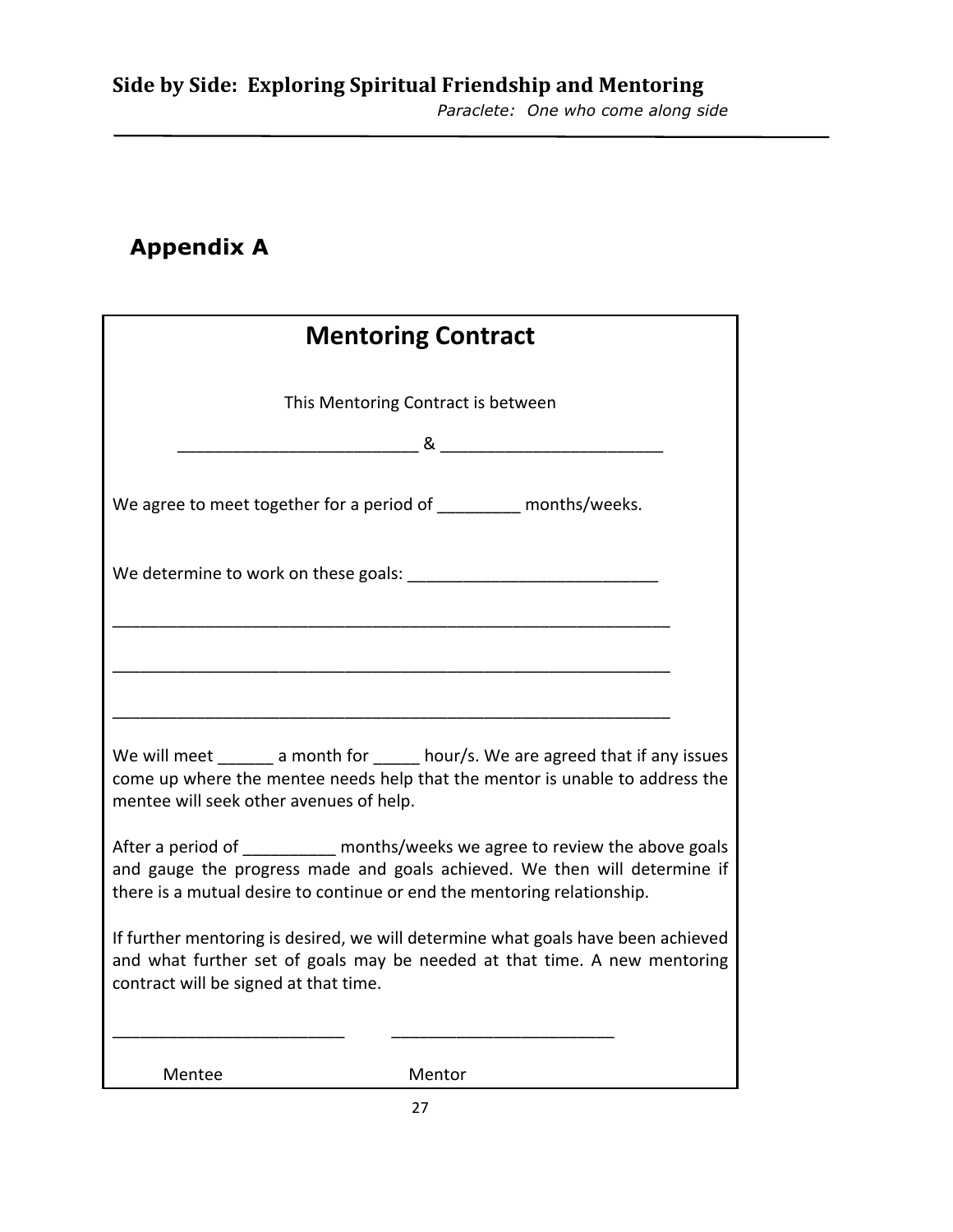## Appendix A

# Mentoring Contract

This Mentoring Contract is between

_________________________ & _______________________

We agree to meet together for a period of _________ months/weeks.

We determine to work on these goals: ___________________________

____________________________________________________________

____________________________________________________________

____________________________________________________________

We will meet ______ a month for _____ hour/s. We are agreed that if any issues come up where the mentee needs help that the mentor is unable to address the mentee will seek other avenues of help.

After a period of __________ months/weeks we agree to review the above goals and gauge the progress made and goals achieved. We then will determine if there is a mutual desire to continue or end the mentoring relationship.

If further mentoring is desired, we will determine what goals have been achieved and what further set of goals may be needed at that time. A new mentoring contract will be signed at that time.

_________________________ &nbsp;&nbsp;&nbsp;&nbsp; ________________________

Mentee &nbsp;&nbsp;&nbsp;&nbsp;&nbsp;&nbsp;&nbsp;&nbsp;&nbsp;&nbsp;&nbsp;&nbsp;&nbsp;&nbsp;&nbsp;&nbsp;&nbsp;&nbsp;&nbsp;&nbsp; Mentor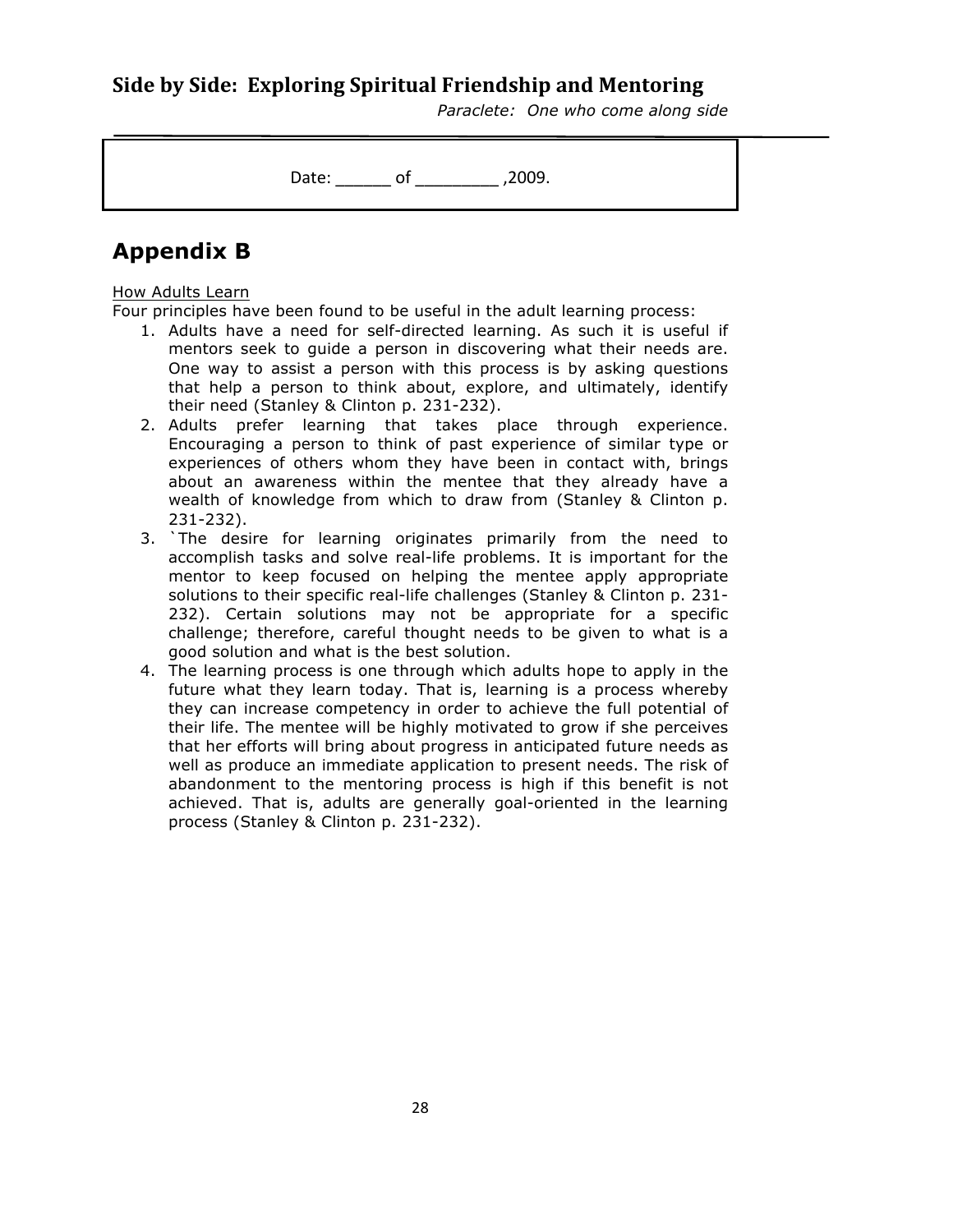Date: ______ of _________ ,2009.

# Appendix B

How Adults Learn

Four principles have been found to be useful in the adult learning process:

1. Adults have a need for self-directed learning. As such it is useful if mentors seek to guide a person in discovering what their needs are. One way to assist a person with this process is by asking questions that help a person to think about, explore, and ultimately, identify their need (Stanley & Clinton p. 231-232).
2. Adults prefer learning that takes place through experience. Encouraging a person to think of past experience of similar type or experiences of others whom they have been in contact with, brings about an awareness within the mentee that they already have a wealth of knowledge from which to draw from (Stanley & Clinton p. 231-232).
3. `The desire for learning originates primarily from the need to accomplish tasks and solve real-life problems. It is important for the mentor to keep focused on helping the mentee apply appropriate solutions to their specific real-life challenges (Stanley & Clinton p. 231-232). Certain solutions may not be appropriate for a specific challenge; therefore, careful thought needs to be given to what is a good solution and what is the best solution.
4. The learning process is one through which adults hope to apply in the future what they learn today. That is, learning is a process whereby they can increase competency in order to achieve the full potential of their life. The mentee will be highly motivated to grow if she perceives that her efforts will bring about progress in anticipated future needs as well as produce an immediate application to present needs. The risk of abandonment to the mentoring process is high if this benefit is not achieved. That is, adults are generally goal-oriented in the learning process (Stanley & Clinton p. 231-232).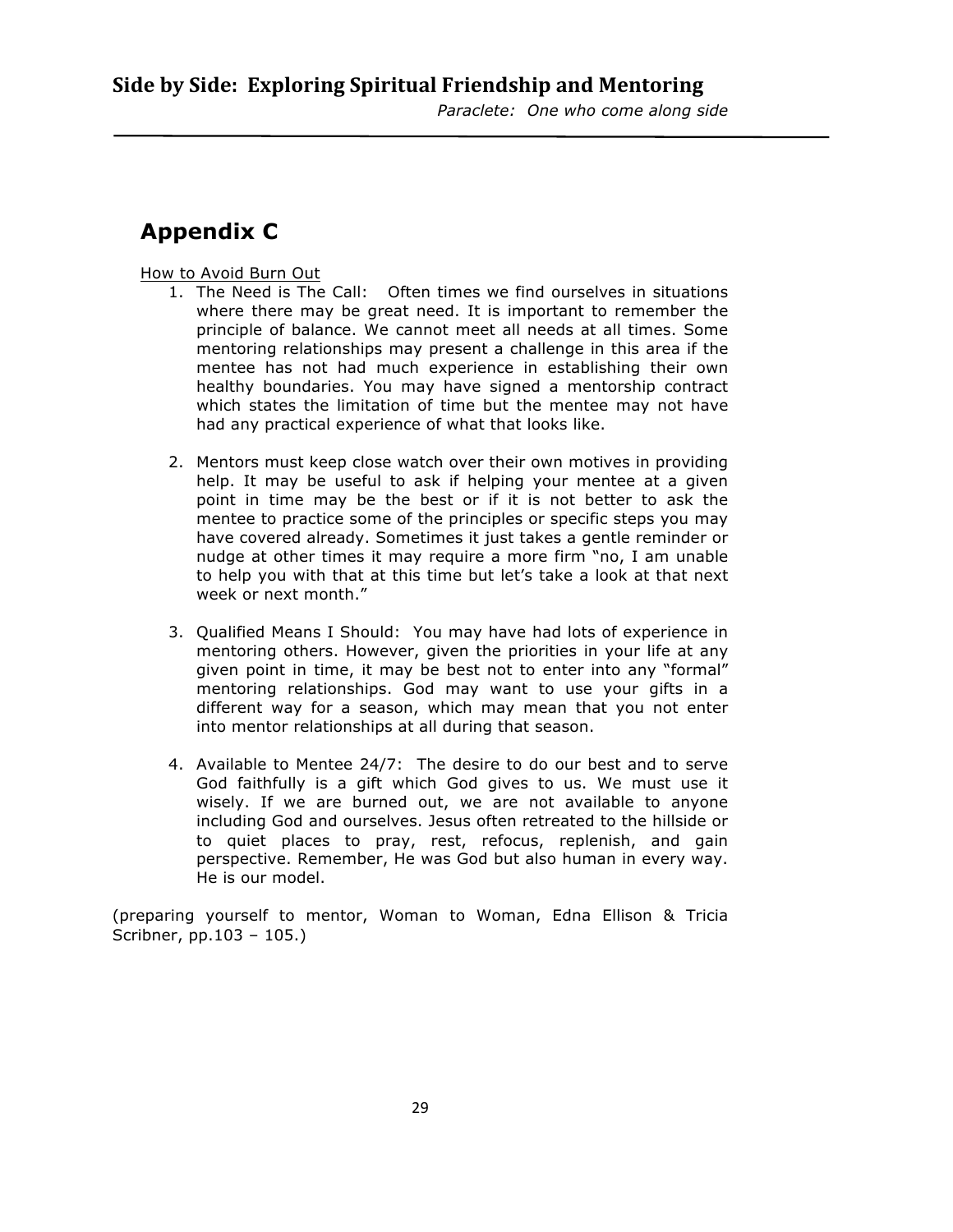## Appendix C

How to Avoid Burn Out

1. The Need is The Call: Often times we find ourselves in situations where there may be great need. It is important to remember the principle of balance. We cannot meet all needs at all times. Some mentoring relationships may present a challenge in this area if the mentee has not had much experience in establishing their own healthy boundaries. You may have signed a mentorship contract which states the limitation of time but the mentee may not have had any practical experience of what that looks like.

2. Mentors must keep close watch over their own motives in providing help. It may be useful to ask if helping your mentee at a given point in time may be the best or if it is not better to ask the mentee to practice some of the principles or specific steps you may have covered already. Sometimes it just takes a gentle reminder or nudge at other times it may require a more firm "no, I am unable to help you with that at this time but let's take a look at that next week or next month."

3. Qualified Means I Should: You may have had lots of experience in mentoring others. However, given the priorities in your life at any given point in time, it may be best not to enter into any "formal" mentoring relationships. God may want to use your gifts in a different way for a season, which may mean that you not enter into mentor relationships at all during that season.

4. Available to Mentee 24/7: The desire to do our best and to serve God faithfully is a gift which God gives to us. We must use it wisely. If we are burned out, we are not available to anyone including God and ourselves. Jesus often retreated to the hillside or to quiet places to pray, rest, refocus, replenish, and gain perspective. Remember, He was God but also human in every way. He is our model.

(preparing yourself to mentor, Woman to Woman, Edna Ellison & Tricia Scribner, pp.103 – 105.)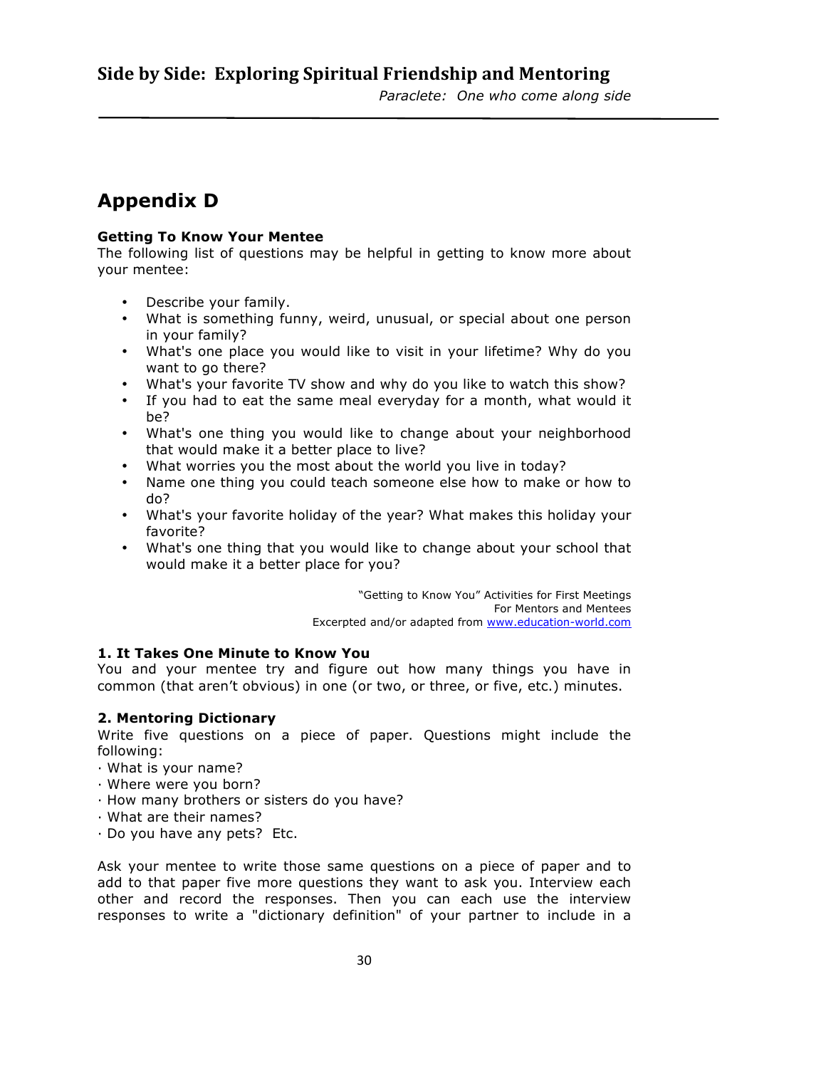# Appendix D

**Getting To Know Your Mentee**
The following list of questions may be helpful in getting to know more about your mentee:

- Describe your family.
- What is something funny, weird, unusual, or special about one person in your family?
- What's one place you would like to visit in your lifetime? Why do you want to go there?
- What's your favorite TV show and why do you like to watch this show?
- If you had to eat the same meal everyday for a month, what would it be?
- What's one thing you would like to change about your neighborhood that would make it a better place to live?
- What worries you the most about the world you live in today?
- Name one thing you could teach someone else how to make or how to do?
- What's your favorite holiday of the year? What makes this holiday your favorite?
- What's one thing that you would like to change about your school that would make it a better place for you?

"Getting to Know You" Activities for First Meetings
For Mentors and Mentees
Excerpted and/or adapted from www.education-world.com

**1. It Takes One Minute to Know You**
You and your mentee try and figure out how many things you have in common (that aren't obvious) in one (or two, or three, or five, etc.) minutes.

**2. Mentoring Dictionary**
Write five questions on a piece of paper. Questions might include the following:
· What is your name?
· Where were you born?
· How many brothers or sisters do you have?
· What are their names?
· Do you have any pets? Etc.

Ask your mentee to write those same questions on a piece of paper and to add to that paper five more questions they want to ask you. Interview each other and record the responses. Then you can each use the interview responses to write a "dictionary definition" of your partner to include in a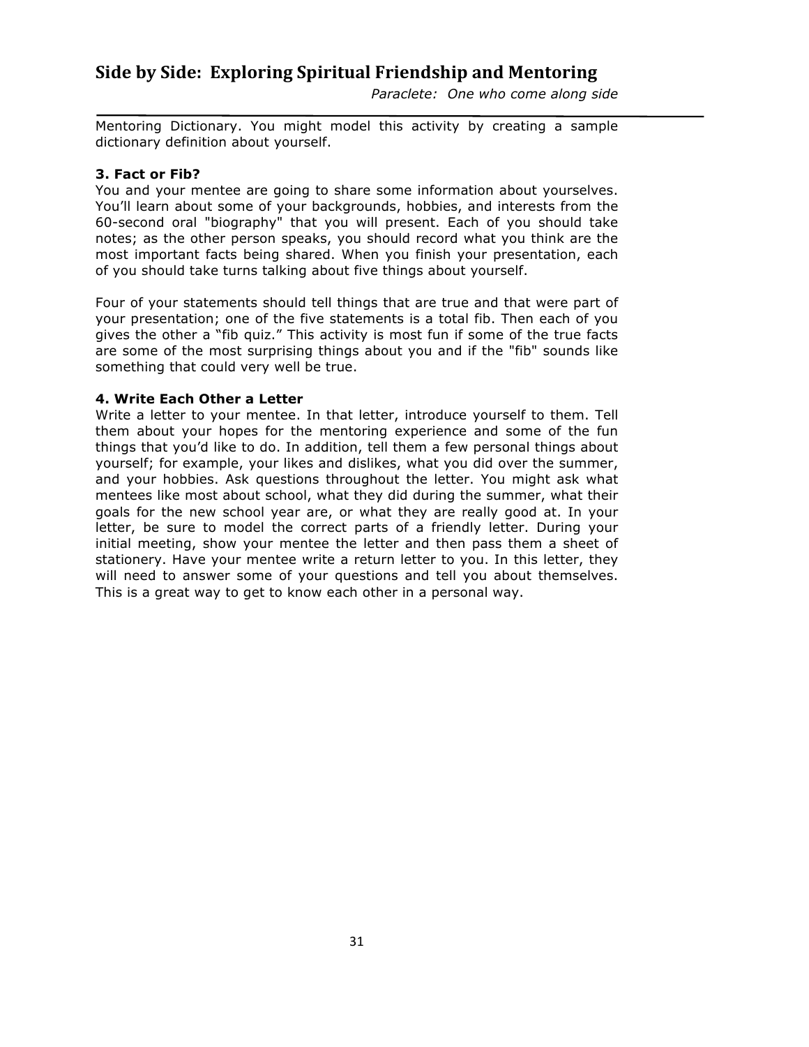Mentoring Dictionary. You might model this activity by creating a sample dictionary definition about yourself.

### 3. Fact or Fib?

You and your mentee are going to share some information about yourselves. You'll learn about some of your backgrounds, hobbies, and interests from the 60-second oral "biography" that you will present. Each of you should take notes; as the other person speaks, you should record what you think are the most important facts being shared. When you finish your presentation, each of you should take turns talking about five things about yourself.

Four of your statements should tell things that are true and that were part of your presentation; one of the five statements is a total fib. Then each of you gives the other a "fib quiz." This activity is most fun if some of the true facts are some of the most surprising things about you and if the "fib" sounds like something that could very well be true.

### 4. Write Each Other a Letter

Write a letter to your mentee. In that letter, introduce yourself to them. Tell them about your hopes for the mentoring experience and some of the fun things that you'd like to do. In addition, tell them a few personal things about yourself; for example, your likes and dislikes, what you did over the summer, and your hobbies. Ask questions throughout the letter. You might ask what mentees like most about school, what they did during the summer, what their goals for the new school year are, or what they are really good at. In your letter, be sure to model the correct parts of a friendly letter. During your initial meeting, show your mentee the letter and then pass them a sheet of stationery. Have your mentee write a return letter to you. In this letter, they will need to answer some of your questions and tell you about themselves. This is a great way to get to know each other in a personal way.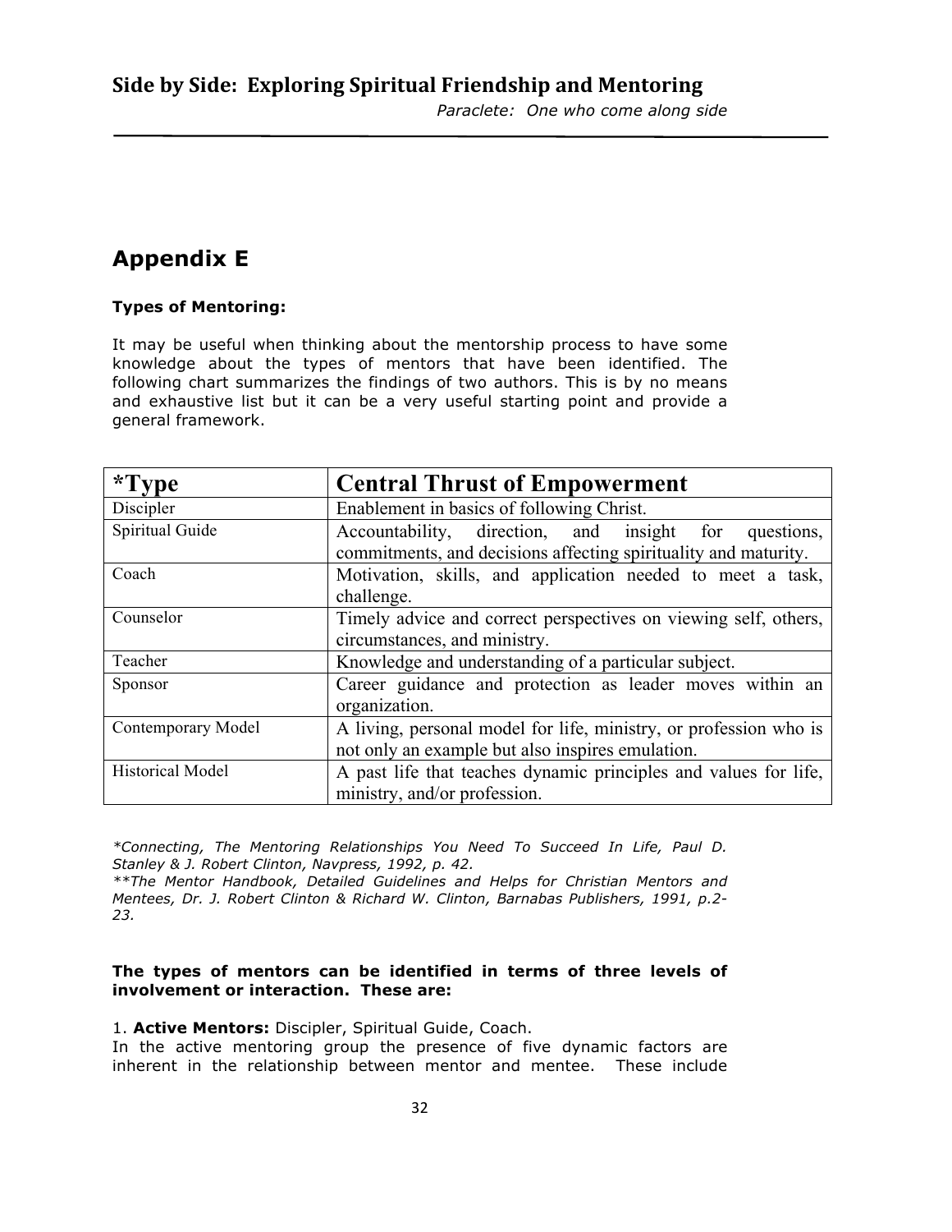## Appendix E

**Types of Mentoring:**

It may be useful when thinking about the mentorship process to have some knowledge about the types of mentors that have been identified. The following chart summarizes the findings of two authors. This is by no means and exhaustive list but it can be a very useful starting point and provide a general framework.

| *Type | Central Thrust of Empowerment |
|---|---|
| Discipler | Enablement in basics of following Christ. |
| Spiritual Guide | Accountability, direction, and insight for questions, commitments, and decisions affecting spirituality and maturity. |
| Coach | Motivation, skills, and application needed to meet a task, challenge. |
| Counselor | Timely advice and correct perspectives on viewing self, others, circumstances, and ministry. |
| Teacher | Knowledge and understanding of a particular subject. |
| Sponsor | Career guidance and protection as leader moves within an organization. |
| Contemporary Model | A living, personal model for life, ministry, or profession who is not only an example but also inspires emulation. |
| Historical Model | A past life that teaches dynamic principles and values for life, ministry, and/or profession. |

*\*Connecting, The Mentoring Relationships You Need To Succeed In Life, Paul D. Stanley & J. Robert Clinton, Navpress, 1992, p. 42.*
*\*\*The Mentor Handbook, Detailed Guidelines and Helps for Christian Mentors and Mentees, Dr. J. Robert Clinton & Richard W. Clinton, Barnabas Publishers, 1991, p.2-23.*

**The types of mentors can be identified in terms of three levels of involvement or interaction. These are:**

1. **Active Mentors:** Discipler, Spiritual Guide, Coach.
In the active mentoring group the presence of five dynamic factors are inherent in the relationship between mentor and mentee. These include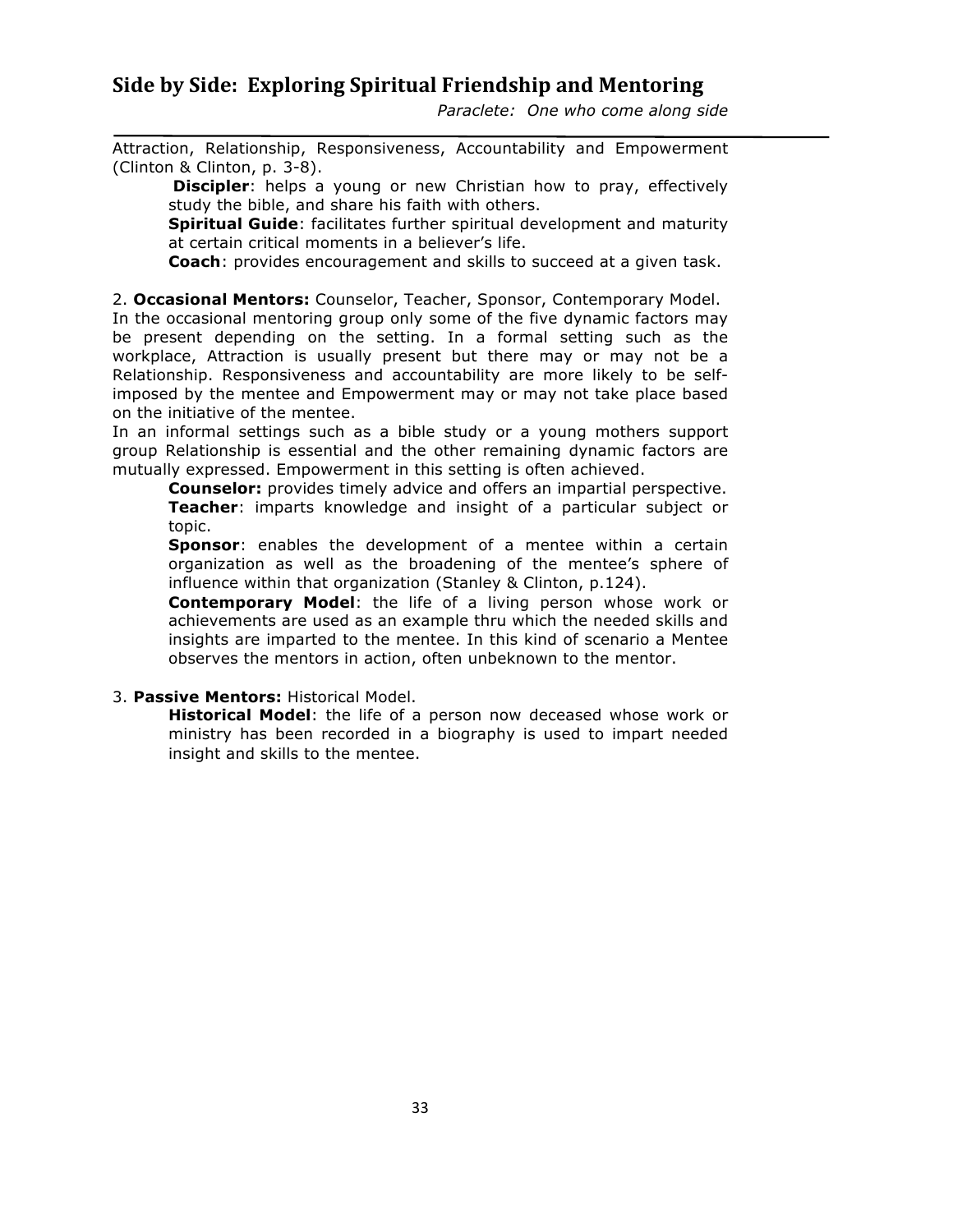Attraction, Relationship, Responsiveness, Accountability and Empowerment (Clinton & Clinton, p. 3-8).

**Discipler**: helps a young or new Christian how to pray, effectively study the bible, and share his faith with others.

**Spiritual Guide**: facilitates further spiritual development and maturity at certain critical moments in a believer's life.

**Coach**: provides encouragement and skills to succeed at a given task.

2. **Occasional Mentors:** Counselor, Teacher, Sponsor, Contemporary Model.
In the occasional mentoring group only some of the five dynamic factors may be present depending on the setting. In a formal setting such as the workplace, Attraction is usually present but there may or may not be a Relationship. Responsiveness and accountability are more likely to be self-imposed by the mentee and Empowerment may or may not take place based on the initiative of the mentee.
In an informal settings such as a bible study or a young mothers support group Relationship is essential and the other remaining dynamic factors are mutually expressed. Empowerment in this setting is often achieved.

**Counselor:** provides timely advice and offers an impartial perspective.

**Teacher**: imparts knowledge and insight of a particular subject or topic.

**Sponsor**: enables the development of a mentee within a certain organization as well as the broadening of the mentee's sphere of influence within that organization (Stanley & Clinton, p.124).

**Contemporary Model**: the life of a living person whose work or achievements are used as an example thru which the needed skills and insights are imparted to the mentee. In this kind of scenario a Mentee observes the mentors in action, often unbeknown to the mentor.

3. **Passive Mentors:** Historical Model.

**Historical Model**: the life of a person now deceased whose work or ministry has been recorded in a biography is used to impart needed insight and skills to the mentee.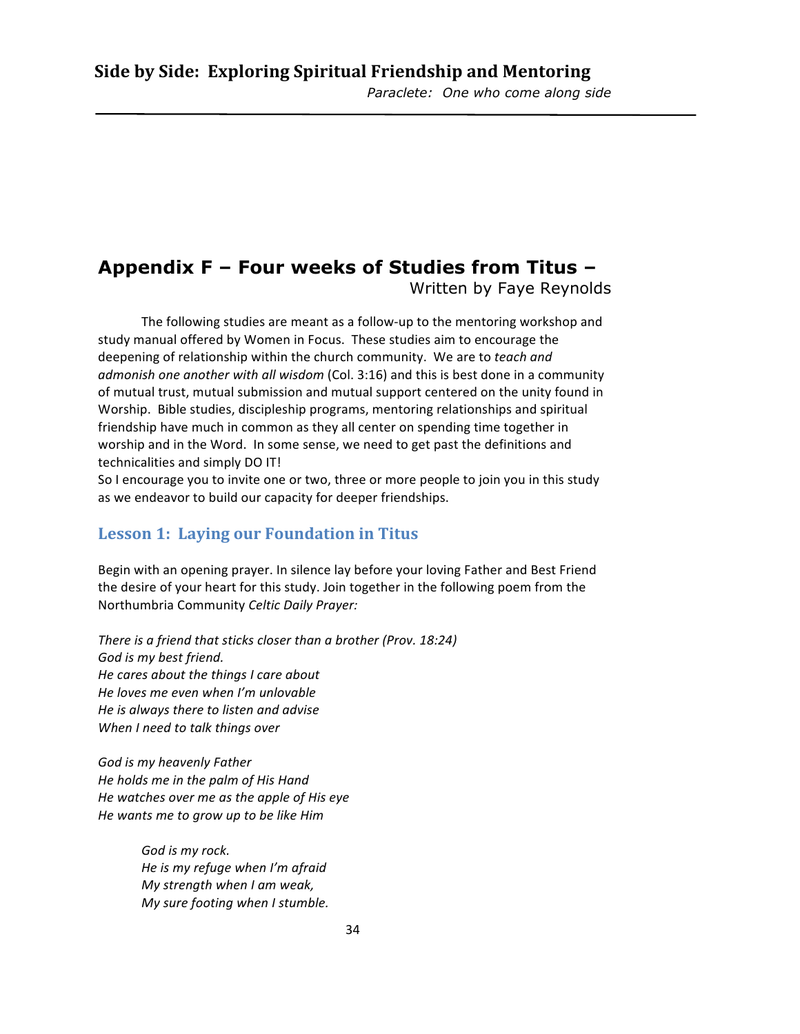## Appendix F – Four weeks of Studies from Titus –

Written by Faye Reynolds

The following studies are meant as a follow-up to the mentoring workshop and study manual offered by Women in Focus. These studies aim to encourage the deepening of relationship within the church community. We are to *teach and admonish one another with all wisdom* (Col. 3:16) and this is best done in a community of mutual trust, mutual submission and mutual support centered on the unity found in Worship. Bible studies, discipleship programs, mentoring relationships and spiritual friendship have much in common as they all center on spending time together in worship and in the Word. In some sense, we need to get past the definitions and technicalities and simply DO IT!

So I encourage you to invite one or two, three or more people to join you in this study as we endeavor to build our capacity for deeper friendships.

### Lesson 1: Laying our Foundation in Titus

Begin with an opening prayer. In silence lay before your loving Father and Best Friend the desire of your heart for this study. Join together in the following poem from the Northumbria Community *Celtic Daily Prayer:*

*There is a friend that sticks closer than a brother (Prov. 18:24)*
*God is my best friend.*
*He cares about the things I care about*
*He loves me even when I'm unlovable*
*He is always there to listen and advise*
*When I need to talk things over*

*God is my heavenly Father*
*He holds me in the palm of His Hand*
*He watches over me as the apple of His eye*
*He wants me to grow up to be like Him*

> *God is my rock.*
> *He is my refuge when I'm afraid*
> *My strength when I am weak,*
> *My sure footing when I stumble.*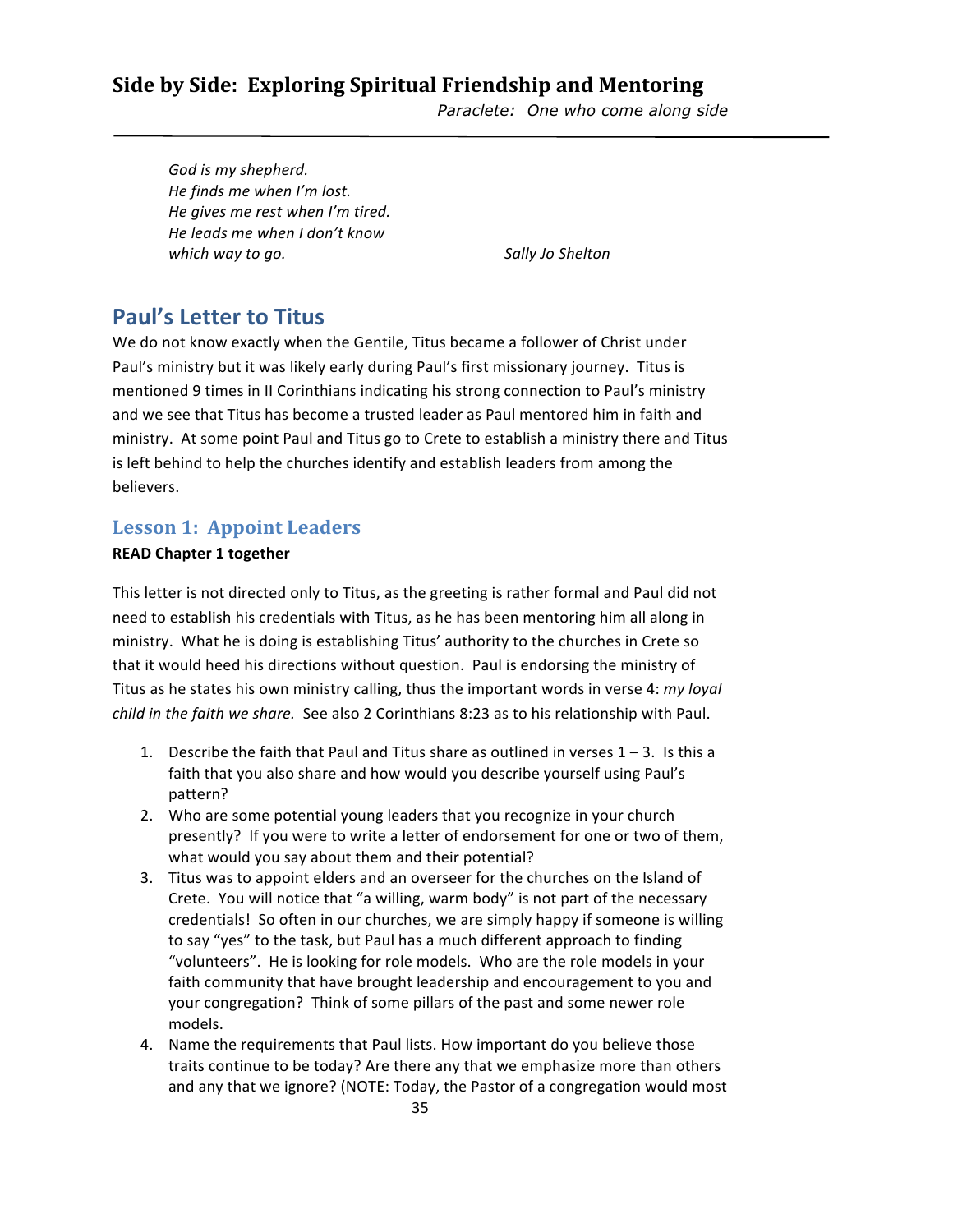God is my shepherd.
*He finds me when I'm lost.*
*He gives me rest when I'm tired.*
*He leads me when I don't know*
*which way to go.* *Sally Jo Shelton*

## Paul's Letter to Titus

We do not know exactly when the Gentile, Titus became a follower of Christ under Paul's ministry but it was likely early during Paul's first missionary journey. Titus is mentioned 9 times in II Corinthians indicating his strong connection to Paul's ministry and we see that Titus has become a trusted leader as Paul mentored him in faith and ministry. At some point Paul and Titus go to Crete to establish a ministry there and Titus is left behind to help the churches identify and establish leaders from among the believers.

### Lesson 1: Appoint Leaders

**READ Chapter 1 together**

This letter is not directed only to Titus, as the greeting is rather formal and Paul did not need to establish his credentials with Titus, as he has been mentoring him all along in ministry. What he is doing is establishing Titus' authority to the churches in Crete so that it would heed his directions without question. Paul is endorsing the ministry of Titus as he states his own ministry calling, thus the important words in verse 4: *my loyal child in the faith we share.* See also 2 Corinthians 8:23 as to his relationship with Paul.

1. Describe the faith that Paul and Titus share as outlined in verses 1 – 3. Is this a faith that you also share and how would you describe yourself using Paul's pattern?
2. Who are some potential young leaders that you recognize in your church presently? If you were to write a letter of endorsement for one or two of them, what would you say about them and their potential?
3. Titus was to appoint elders and an overseer for the churches on the Island of Crete. You will notice that "a willing, warm body" is not part of the necessary credentials! So often in our churches, we are simply happy if someone is willing to say "yes" to the task, but Paul has a much different approach to finding "volunteers". He is looking for role models. Who are the role models in your faith community that have brought leadership and encouragement to you and your congregation? Think of some pillars of the past and some newer role models.
4. Name the requirements that Paul lists. How important do you believe those traits continue to be today? Are there any that we emphasize more than others and any that we ignore? (NOTE: Today, the Pastor of a congregation would most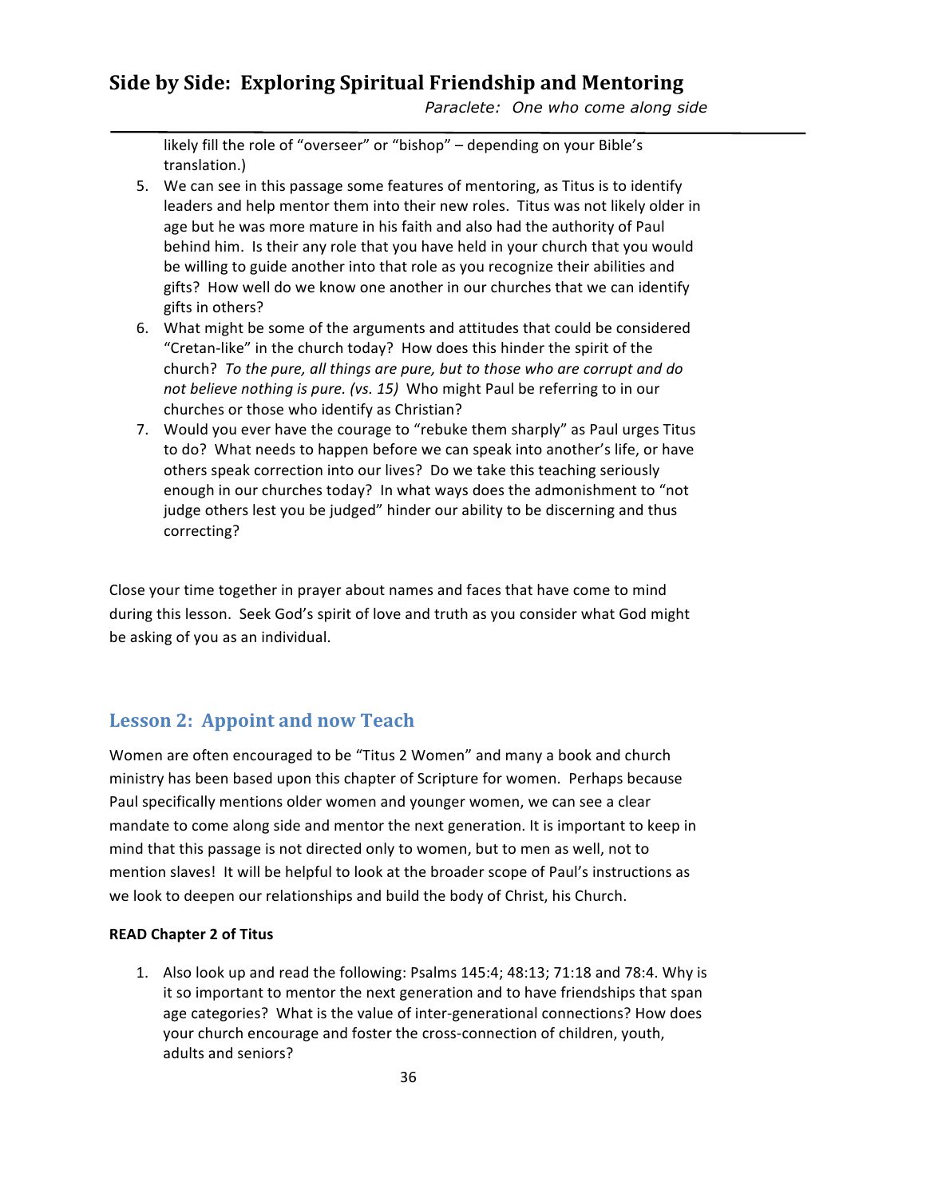likely fill the role of "overseer" or "bishop" – depending on your Bible's translation.)

5. We can see in this passage some features of mentoring, as Titus is to identify leaders and help mentor them into their new roles. Titus was not likely older in age but he was more mature in his faith and also had the authority of Paul behind him. Is their any role that you have held in your church that you would be willing to guide another into that role as you recognize their abilities and gifts? How well do we know one another in our churches that we can identify gifts in others?
6. What might be some of the arguments and attitudes that could be considered "Cretan-like" in the church today? How does this hinder the spirit of the church? *To the pure, all things are pure, but to those who are corrupt and do not believe nothing is pure. (vs. 15)* Who might Paul be referring to in our churches or those who identify as Christian?
7. Would you ever have the courage to "rebuke them sharply" as Paul urges Titus to do? What needs to happen before we can speak into another's life, or have others speak correction into our lives? Do we take this teaching seriously enough in our churches today? In what ways does the admonishment to "not judge others lest you be judged" hinder our ability to be discerning and thus correcting?

Close your time together in prayer about names and faces that have come to mind during this lesson. Seek God's spirit of love and truth as you consider what God might be asking of you as an individual.

## Lesson 2: Appoint and now Teach

Women are often encouraged to be "Titus 2 Women" and many a book and church ministry has been based upon this chapter of Scripture for women. Perhaps because Paul specifically mentions older women and younger women, we can see a clear mandate to come along side and mentor the next generation. It is important to keep in mind that this passage is not directed only to women, but to men as well, not to mention slaves! It will be helpful to look at the broader scope of Paul's instructions as we look to deepen our relationships and build the body of Christ, his Church.

**READ Chapter 2 of Titus**

1. Also look up and read the following: Psalms 145:4; 48:13; 71:18 and 78:4. Why is it so important to mentor the next generation and to have friendships that span age categories? What is the value of inter-generational connections? How does your church encourage and foster the cross-connection of children, youth, adults and seniors?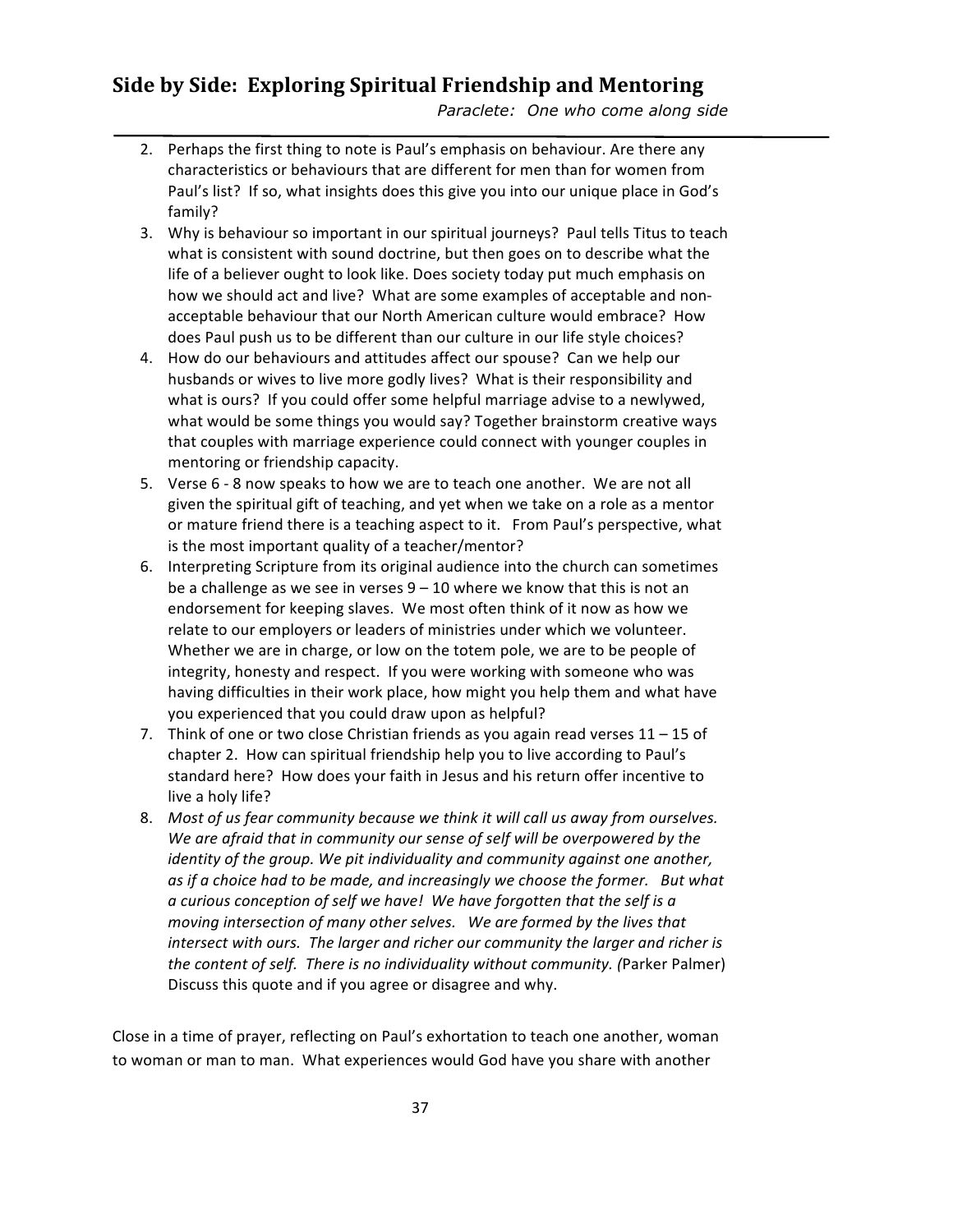## Side by Side: Exploring Spiritual Friendship and Mentoring

*Paraclete: One who come along side*

2. Perhaps the first thing to note is Paul's emphasis on behaviour. Are there any characteristics or behaviours that are different for men than for women from Paul's list? If so, what insights does this give you into our unique place in God's family?
3. Why is behaviour so important in our spiritual journeys? Paul tells Titus to teach what is consistent with sound doctrine, but then goes on to describe what the life of a believer ought to look like. Does society today put much emphasis on how we should act and live? What are some examples of acceptable and non-acceptable behaviour that our North American culture would embrace? How does Paul push us to be different than our culture in our life style choices?
4. How do our behaviours and attitudes affect our spouse? Can we help our husbands or wives to live more godly lives? What is their responsibility and what is ours? If you could offer some helpful marriage advise to a newlywed, what would be some things you would say? Together brainstorm creative ways that couples with marriage experience could connect with younger couples in mentoring or friendship capacity.
5. Verse 6 - 8 now speaks to how we are to teach one another. We are not all given the spiritual gift of teaching, and yet when we take on a role as a mentor or mature friend there is a teaching aspect to it. From Paul's perspective, what is the most important quality of a teacher/mentor?
6. Interpreting Scripture from its original audience into the church can sometimes be a challenge as we see in verses 9 – 10 where we know that this is not an endorsement for keeping slaves. We most often think of it now as how we relate to our employers or leaders of ministries under which we volunteer. Whether we are in charge, or low on the totem pole, we are to be people of integrity, honesty and respect. If you were working with someone who was having difficulties in their work place, how might you help them and what have you experienced that you could draw upon as helpful?
7. Think of one or two close Christian friends as you again read verses 11 – 15 of chapter 2. How can spiritual friendship help you to live according to Paul's standard here? How does your faith in Jesus and his return offer incentive to live a holy life?
8. *Most of us fear community because we think it will call us away from ourselves. We are afraid that in community our sense of self will be overpowered by the identity of the group. We pit individuality and community against one another, as if a choice had to be made, and increasingly we choose the former. But what a curious conception of self we have! We have forgotten that the self is a moving intersection of many other selves. We are formed by the lives that intersect with ours. The larger and richer our community the larger and richer is the content of self. There is no individuality without community. (*Parker Palmer) Discuss this quote and if you agree or disagree and why.

Close in a time of prayer, reflecting on Paul's exhortation to teach one another, woman to woman or man to man. What experiences would God have you share with another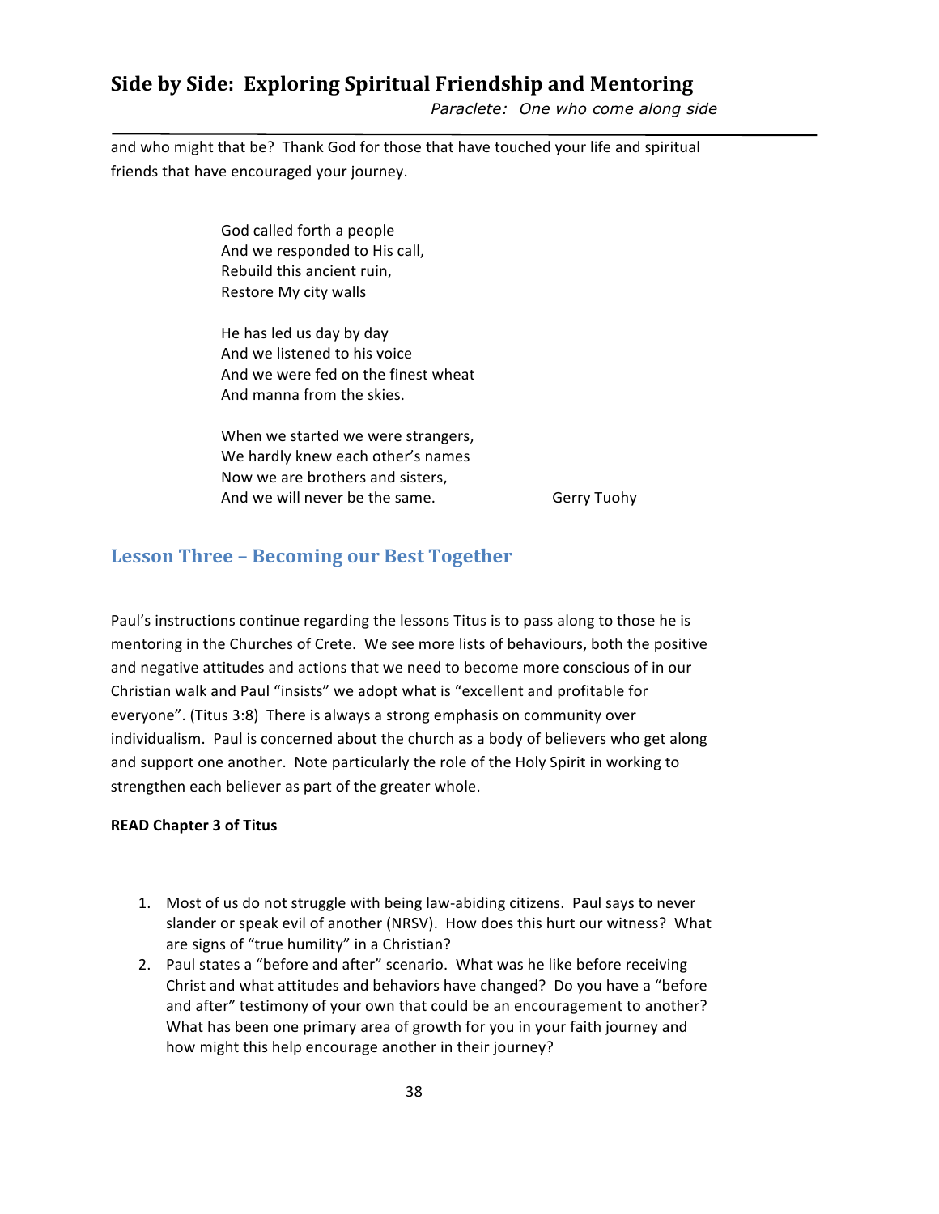and who might that be? Thank God for those that have touched your life and spiritual friends that have encouraged your journey.

> God called forth a people
> And we responded to His call,
> Rebuild this ancient ruin,
> Restore My city walls
>
> He has led us day by day
> And we listened to his voice
> And we were fed on the finest wheat
> And manna from the skies.
>
> When we started we were strangers,
> We hardly knew each other's names
> Now we are brothers and sisters,
> And we will never be the same.
>
> Gerry Tuohy

## Lesson Three – Becoming our Best Together

Paul's instructions continue regarding the lessons Titus is to pass along to those he is mentoring in the Churches of Crete. We see more lists of behaviours, both the positive and negative attitudes and actions that we need to become more conscious of in our Christian walk and Paul "insists" we adopt what is "excellent and profitable for everyone". (Titus 3:8) There is always a strong emphasis on community over individualism. Paul is concerned about the church as a body of believers who get along and support one another. Note particularly the role of the Holy Spirit in working to strengthen each believer as part of the greater whole.

**READ Chapter 3 of Titus**

1. Most of us do not struggle with being law-abiding citizens. Paul says to never slander or speak evil of another (NRSV). How does this hurt our witness? What are signs of "true humility" in a Christian?
2. Paul states a "before and after" scenario. What was he like before receiving Christ and what attitudes and behaviors have changed? Do you have a "before and after" testimony of your own that could be an encouragement to another? What has been one primary area of growth for you in your faith journey and how might this help encourage another in their journey?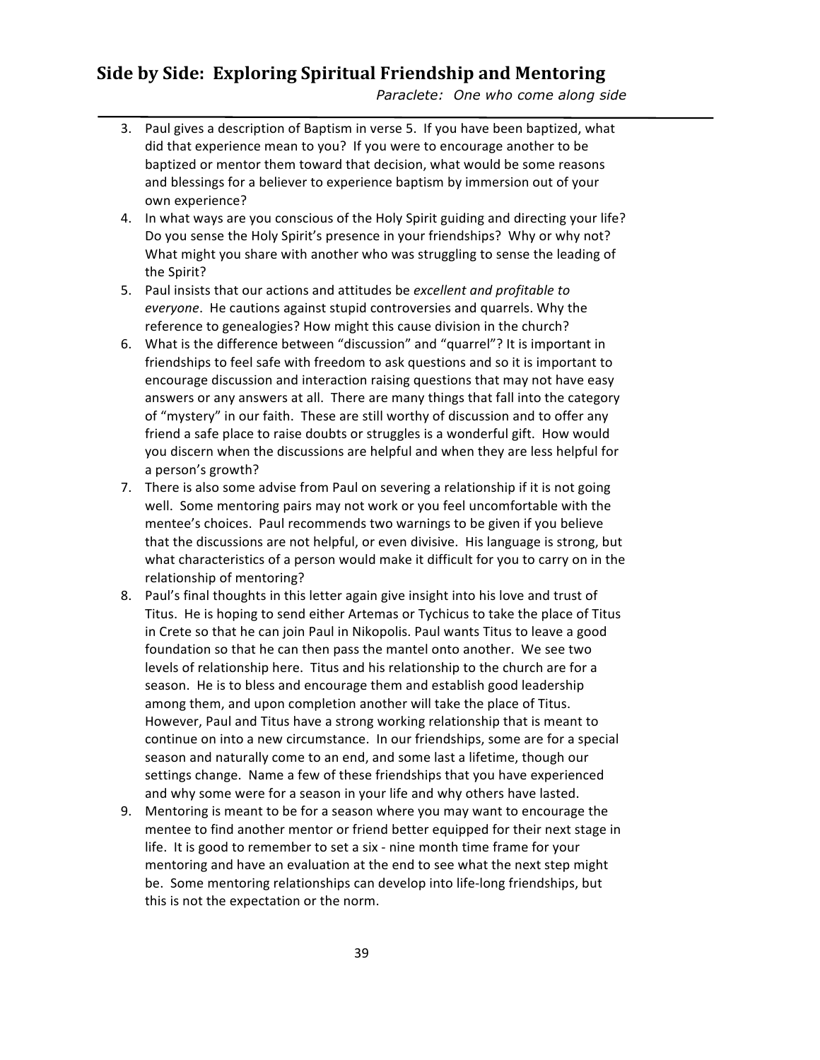3. Paul gives a description of Baptism in verse 5. If you have been baptized, what did that experience mean to you? If you were to encourage another to be baptized or mentor them toward that decision, what would be some reasons and blessings for a believer to experience baptism by immersion out of your own experience?
4. In what ways are you conscious of the Holy Spirit guiding and directing your life? Do you sense the Holy Spirit's presence in your friendships? Why or why not? What might you share with another who was struggling to sense the leading of the Spirit?
5. Paul insists that our actions and attitudes be *excellent and profitable to everyone*. He cautions against stupid controversies and quarrels. Why the reference to genealogies? How might this cause division in the church?
6. What is the difference between "discussion" and "quarrel"? It is important in friendships to feel safe with freedom to ask questions and so it is important to encourage discussion and interaction raising questions that may not have easy answers or any answers at all. There are many things that fall into the category of "mystery" in our faith. These are still worthy of discussion and to offer any friend a safe place to raise doubts or struggles is a wonderful gift. How would you discern when the discussions are helpful and when they are less helpful for a person's growth?
7. There is also some advise from Paul on severing a relationship if it is not going well. Some mentoring pairs may not work or you feel uncomfortable with the mentee's choices. Paul recommends two warnings to be given if you believe that the discussions are not helpful, or even divisive. His language is strong, but what characteristics of a person would make it difficult for you to carry on in the relationship of mentoring?
8. Paul's final thoughts in this letter again give insight into his love and trust of Titus. He is hoping to send either Artemas or Tychicus to take the place of Titus in Crete so that he can join Paul in Nikopolis. Paul wants Titus to leave a good foundation so that he can then pass the mantel onto another. We see two levels of relationship here. Titus and his relationship to the church are for a season. He is to bless and encourage them and establish good leadership among them, and upon completion another will take the place of Titus. However, Paul and Titus have a strong working relationship that is meant to continue on into a new circumstance. In our friendships, some are for a special season and naturally come to an end, and some last a lifetime, though our settings change. Name a few of these friendships that you have experienced and why some were for a season in your life and why others have lasted.
9. Mentoring is meant to be for a season where you may want to encourage the mentee to find another mentor or friend better equipped for their next stage in life. It is good to remember to set a six - nine month time frame for your mentoring and have an evaluation at the end to see what the next step might be. Some mentoring relationships can develop into life-long friendships, but this is not the expectation or the norm.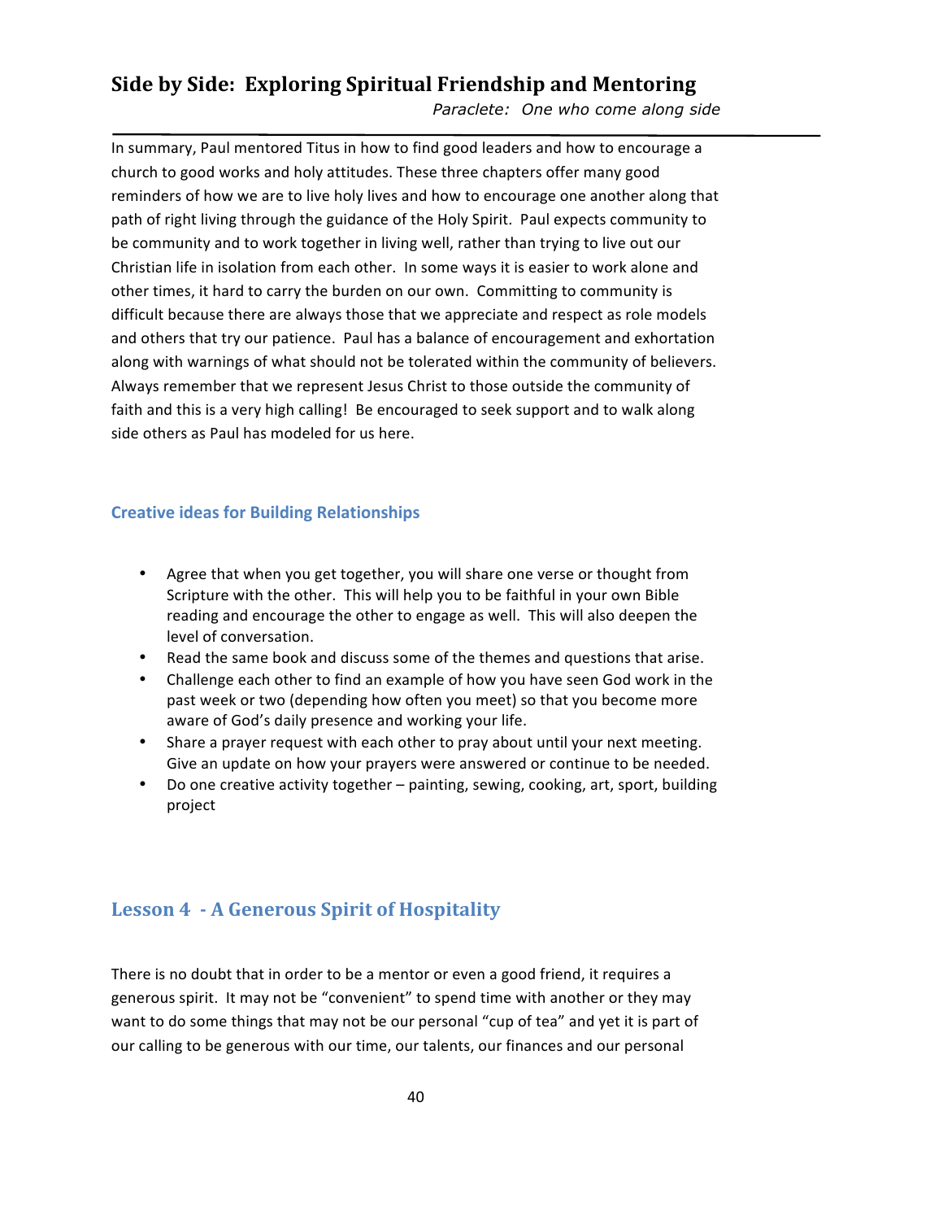In summary, Paul mentored Titus in how to find good leaders and how to encourage a church to good works and holy attitudes. These three chapters offer many good reminders of how we are to live holy lives and how to encourage one another along that path of right living through the guidance of the Holy Spirit. Paul expects community to be community and to work together in living well, rather than trying to live out our Christian life in isolation from each other. In some ways it is easier to work alone and other times, it hard to carry the burden on our own. Committing to community is difficult because there are always those that we appreciate and respect as role models and others that try our patience. Paul has a balance of encouragement and exhortation along with warnings of what should not be tolerated within the community of believers. Always remember that we represent Jesus Christ to those outside the community of faith and this is a very high calling! Be encouraged to seek support and to walk along side others as Paul has modeled for us here.

### Creative ideas for Building Relationships

- Agree that when you get together, you will share one verse or thought from Scripture with the other. This will help you to be faithful in your own Bible reading and encourage the other to engage as well. This will also deepen the level of conversation.
- Read the same book and discuss some of the themes and questions that arise.
- Challenge each other to find an example of how you have seen God work in the past week or two (depending how often you meet) so that you become more aware of God's daily presence and working your life.
- Share a prayer request with each other to pray about until your next meeting. Give an update on how your prayers were answered or continue to be needed.
- Do one creative activity together – painting, sewing, cooking, art, sport, building project

## Lesson 4 - A Generous Spirit of Hospitality

There is no doubt that in order to be a mentor or even a good friend, it requires a generous spirit. It may not be "convenient" to spend time with another or they may want to do some things that may not be our personal "cup of tea" and yet it is part of our calling to be generous with our time, our talents, our finances and our personal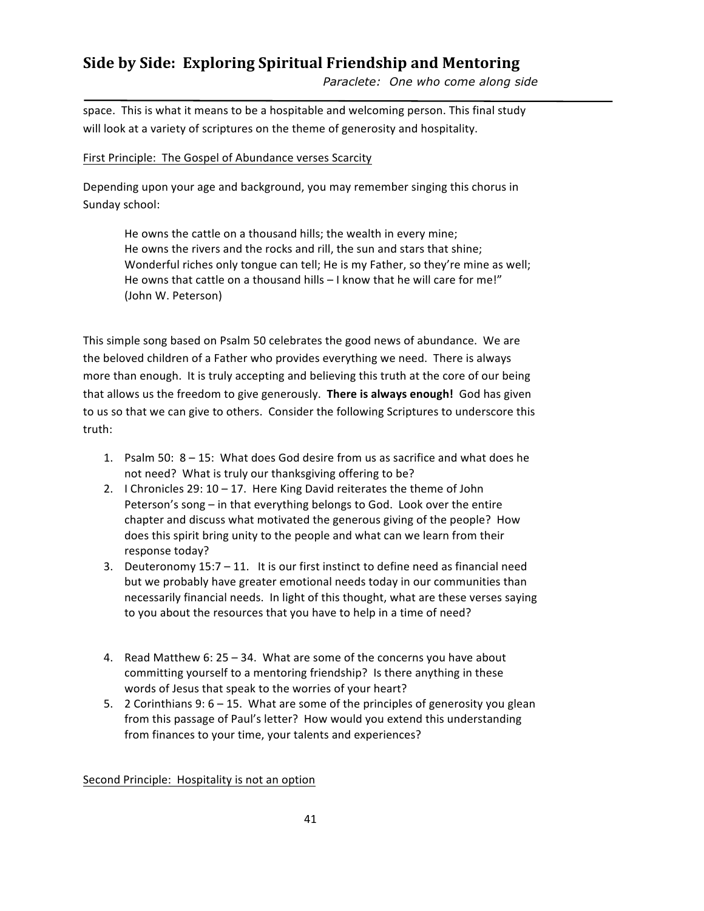space. This is what it means to be a hospitable and welcoming person. This final study will look at a variety of scriptures on the theme of generosity and hospitality.

First Principle: The Gospel of Abundance verses Scarcity

Depending upon your age and background, you may remember singing this chorus in Sunday school:

> He owns the cattle on a thousand hills; the wealth in every mine;
> He owns the rivers and the rocks and rill, the sun and stars that shine;
> Wonderful riches only tongue can tell; He is my Father, so they're mine as well;
> He owns that cattle on a thousand hills – I know that he will care for me!"
> (John W. Peterson)

This simple song based on Psalm 50 celebrates the good news of abundance. We are the beloved children of a Father who provides everything we need. There is always more than enough. It is truly accepting and believing this truth at the core of our being that allows us the freedom to give generously. **There is always enough!** God has given to us so that we can give to others. Consider the following Scriptures to underscore this truth:

1. Psalm 50: 8 – 15: What does God desire from us as sacrifice and what does he not need? What is truly our thanksgiving offering to be?
2. I Chronicles 29: 10 – 17. Here King David reiterates the theme of John Peterson's song – in that everything belongs to God. Look over the entire chapter and discuss what motivated the generous giving of the people? How does this spirit bring unity to the people and what can we learn from their response today?
3. Deuteronomy 15:7 – 11. It is our first instinct to define need as financial need but we probably have greater emotional needs today in our communities than necessarily financial needs. In light of this thought, what are these verses saying to you about the resources that you have to help in a time of need?
4. Read Matthew 6: 25 – 34. What are some of the concerns you have about committing yourself to a mentoring friendship? Is there anything in these words of Jesus that speak to the worries of your heart?
5. 2 Corinthians 9: 6 – 15. What are some of the principles of generosity you glean from this passage of Paul's letter? How would you extend this understanding from finances to your time, your talents and experiences?

Second Principle: Hospitality is not an option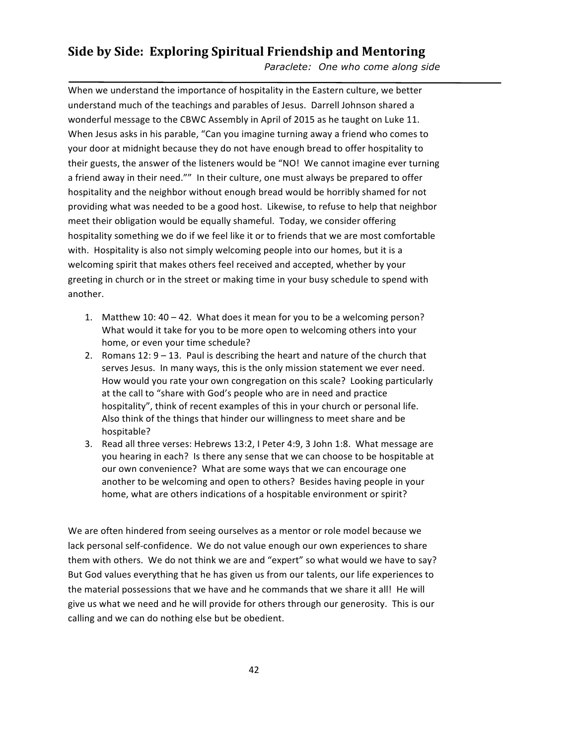## Side by Side: Exploring Spiritual Friendship and Mentoring

*Paraclete: One who come along side*

When we understand the importance of hospitality in the Eastern culture, we better understand much of the teachings and parables of Jesus. Darrell Johnson shared a wonderful message to the CBWC Assembly in April of 2015 as he taught on Luke 11. When Jesus asks in his parable, "Can you imagine turning away a friend who comes to your door at midnight because they do not have enough bread to offer hospitality to their guests, the answer of the listeners would be "NO! We cannot imagine ever turning a friend away in their need."" In their culture, one must always be prepared to offer hospitality and the neighbor without enough bread would be horribly shamed for not providing what was needed to be a good host. Likewise, to refuse to help that neighbor meet their obligation would be equally shameful. Today, we consider offering hospitality something we do if we feel like it or to friends that we are most comfortable with. Hospitality is also not simply welcoming people into our homes, but it is a welcoming spirit that makes others feel received and accepted, whether by your greeting in church or in the street or making time in your busy schedule to spend with another.

1. Matthew 10: 40 – 42. What does it mean for you to be a welcoming person? What would it take for you to be more open to welcoming others into your home, or even your time schedule?
2. Romans 12: 9 – 13. Paul is describing the heart and nature of the church that serves Jesus. In many ways, this is the only mission statement we ever need. How would you rate your own congregation on this scale? Looking particularly at the call to "share with God's people who are in need and practice hospitality", think of recent examples of this in your church or personal life. Also think of the things that hinder our willingness to meet share and be hospitable?
3. Read all three verses: Hebrews 13:2, I Peter 4:9, 3 John 1:8. What message are you hearing in each? Is there any sense that we can choose to be hospitable at our own convenience? What are some ways that we can encourage one another to be welcoming and open to others? Besides having people in your home, what are others indications of a hospitable environment or spirit?

We are often hindered from seeing ourselves as a mentor or role model because we lack personal self-confidence. We do not value enough our own experiences to share them with others. We do not think we are and "expert" so what would we have to say? But God values everything that he has given us from our talents, our life experiences to the material possessions that we have and he commands that we share it all! He will give us what we need and he will provide for others through our generosity. This is our calling and we can do nothing else but be obedient.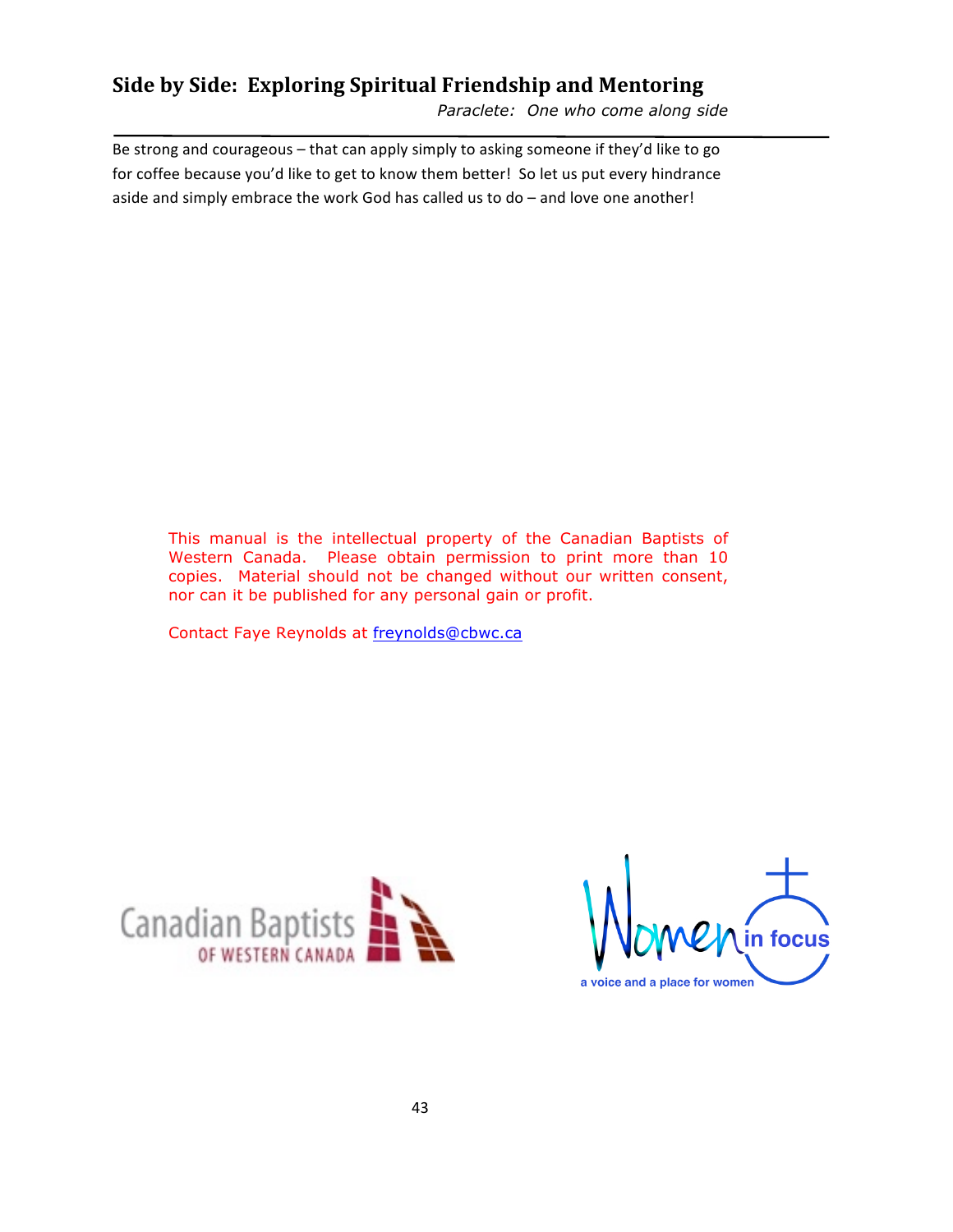Be strong and courageous – that can apply simply to asking someone if they'd like to go for coffee because you'd like to get to know them better! So let us put every hindrance aside and simply embrace the work God has called us to do – and love one another!

This manual is the intellectual property of the Canadian Baptists of Western Canada. Please obtain permission to print more than 10 copies. Material should not be changed without our written consent, nor can it be published for any personal gain or profit.

Contact Faye Reynolds at [freynolds@cbwc.ca](mailto:freynolds@cbwc.ca)

Canadian Baptists OF WESTERN CANADA

Women in focus
a voice and a place for women